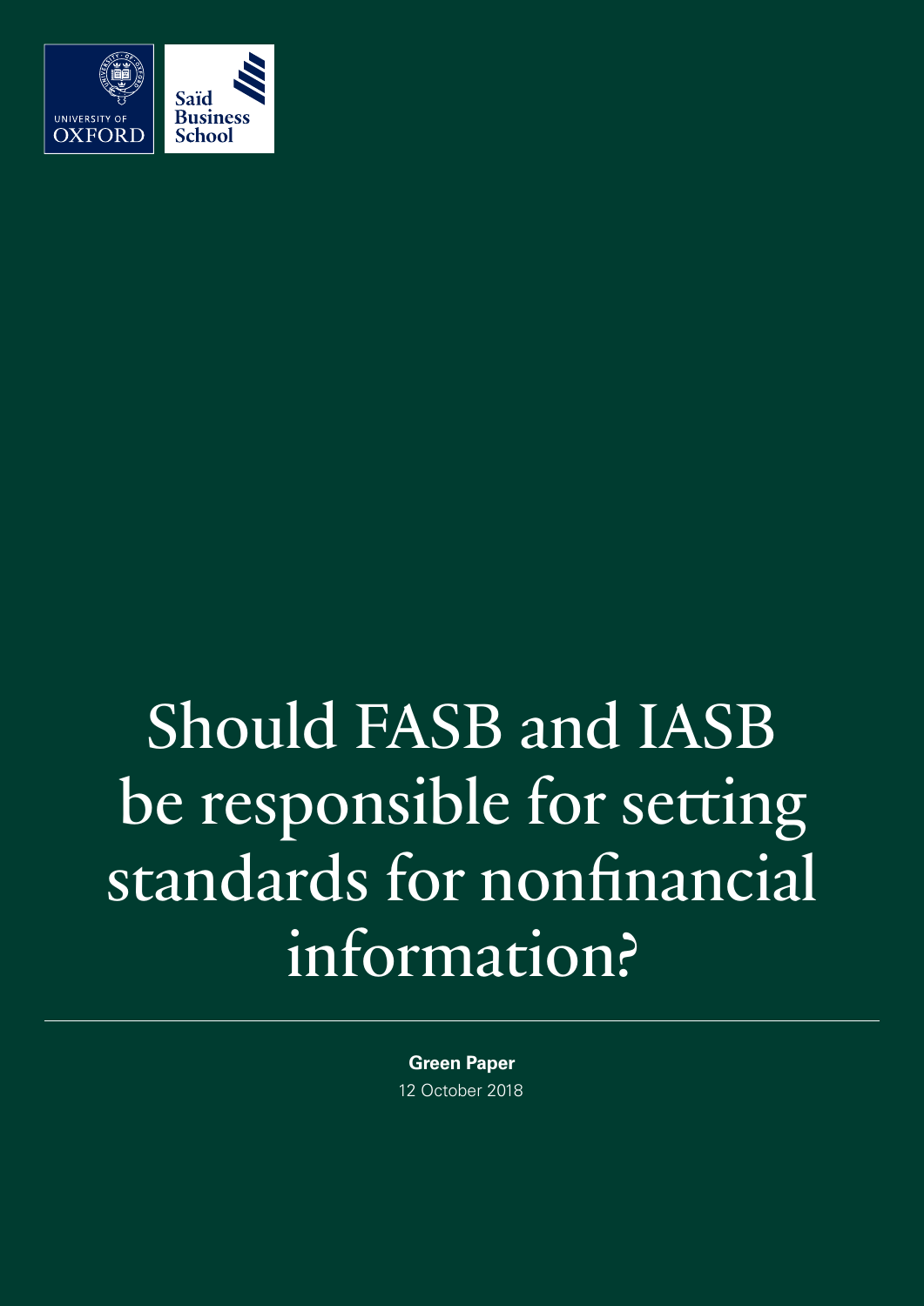UNIVERSITY OF OXFORD

Saïd Business School

# Should FASB and IASB be responsible for setting standards for nonfinancial information?

**Green Paper**

12 October 2018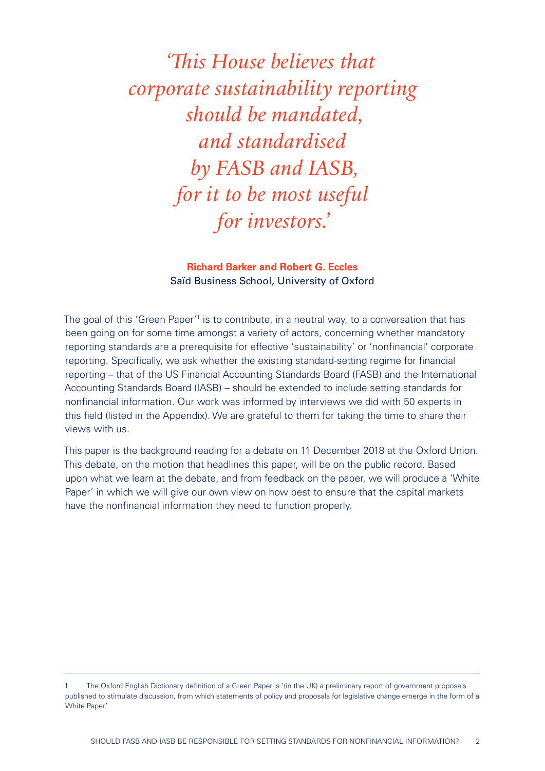*'This House believes that corporate sustainability reporting should be mandated, and standardised by FASB and IASB, for it to be most useful for investors.'*

**Richard Barker and Robert G. Eccles**
Saïd Business School, University of Oxford

The goal of this 'Green Paper'[1] is to contribute, in a neutral way, to a conversation that has been going on for some time amongst a variety of actors, concerning whether mandatory reporting standards are a prerequisite for effective 'sustainability' or 'nonfinancial' corporate reporting. Specifically, we ask whether the existing standard-setting regime for financial reporting – that of the US Financial Accounting Standards Board (FASB) and the International Accounting Standards Board (IASB) – should be extended to include setting standards for nonfinancial information. Our work was informed by interviews we did with 50 experts in this field (listed in the Appendix). We are grateful to them for taking the time to share their views with us.

This paper is the background reading for a debate on 11 December 2018 at the Oxford Union. This debate, on the motion that headlines this paper, will be on the public record. Based upon what we learn at the debate, and from feedback on the paper, we will produce a 'White Paper' in which we will give our own view on how best to ensure that the capital markets have the nonfinancial information they need to function properly.

---

1 The Oxford English Dictionary definition of a Green Paper is '(in the UK) a preliminary report of government proposals published to stimulate discussion, from which statements of policy and proposals for legislative change emerge in the form of a White Paper.'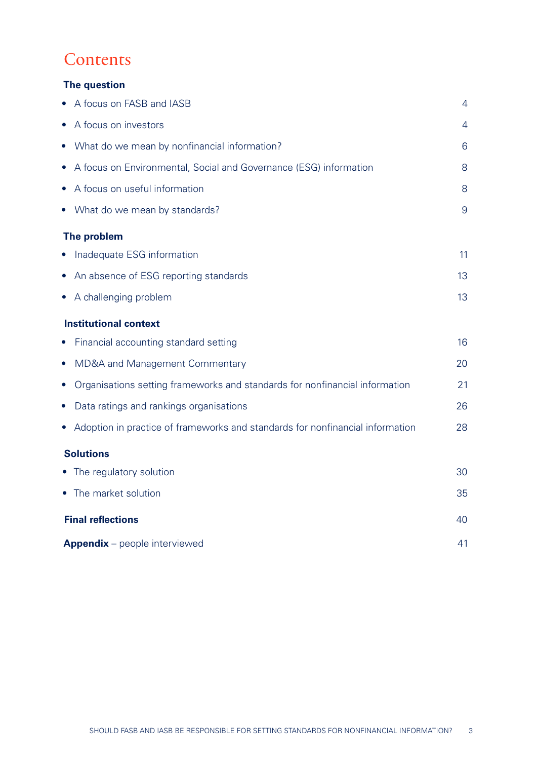# Contents

**The question**

- A focus on FASB and IASB 4
- A focus on investors 4
- What do we mean by nonfinancial information? 6
- A focus on Environmental, Social and Governance (ESG) information 8
- A focus on useful information 8
- What do we mean by standards? 9

**The problem**

- Inadequate ESG information 11
- An absence of ESG reporting standards 13
- A challenging problem 13

**Institutional context**

- Financial accounting standard setting 16
- MD&A and Management Commentary 20
- Organisations setting frameworks and standards for nonfinancial information 21
- Data ratings and rankings organisations 26
- Adoption in practice of frameworks and standards for nonfinancial information 28

**Solutions**

- The regulatory solution 30
- The market solution 35

**Final reflections** 40

**Appendix** – people interviewed 41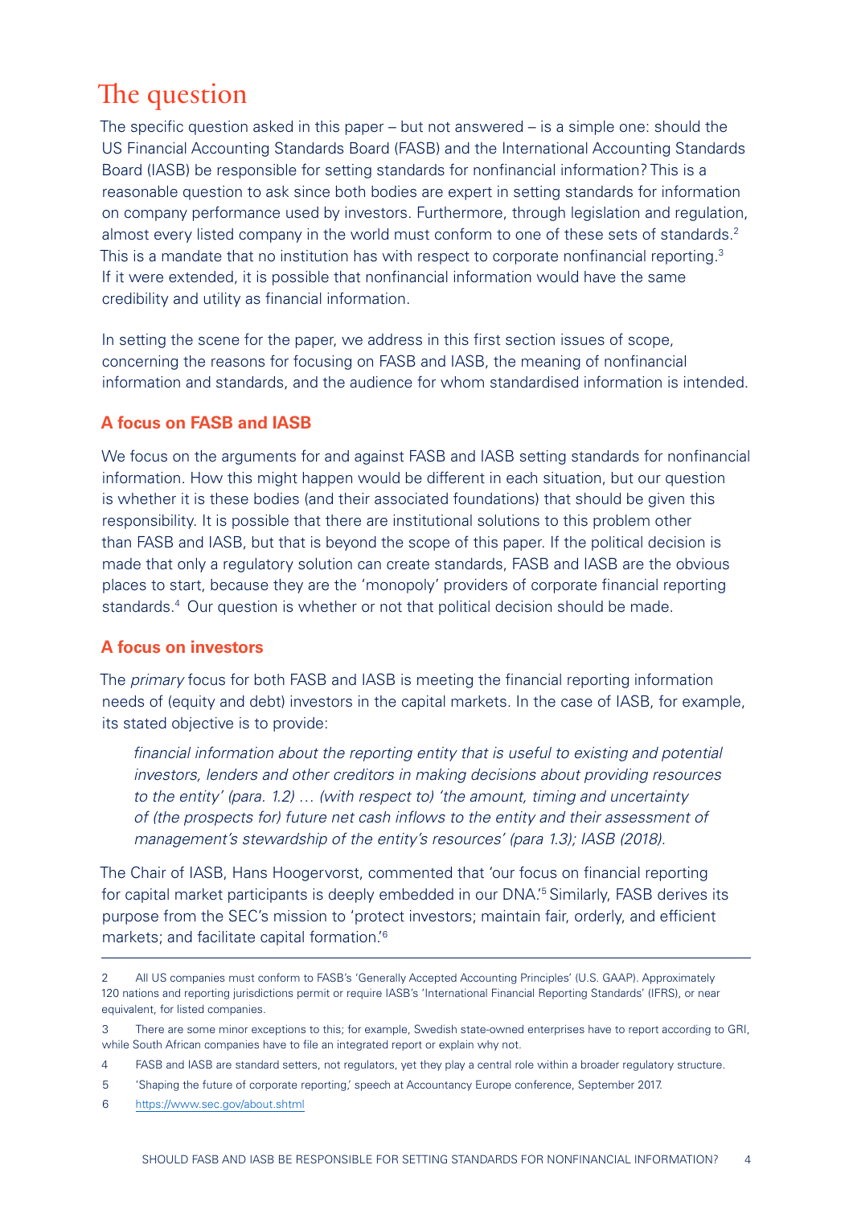# The question

The specific question asked in this paper – but not answered – is a simple one: should the US Financial Accounting Standards Board (FASB) and the International Accounting Standards Board (IASB) be responsible for setting standards for nonfinancial information? This is a reasonable question to ask since both bodies are expert in setting standards for information on company performance used by investors. Furthermore, through legislation and regulation, almost every listed company in the world must conform to one of these sets of standards.[2] This is a mandate that no institution has with respect to corporate nonfinancial reporting.[3] If it were extended, it is possible that nonfinancial information would have the same credibility and utility as financial information.

In setting the scene for the paper, we address in this first section issues of scope, concerning the reasons for focusing on FASB and IASB, the meaning of nonfinancial information and standards, and the audience for whom standardised information is intended.

### A focus on FASB and IASB

We focus on the arguments for and against FASB and IASB setting standards for nonfinancial information. How this might happen would be different in each situation, but our question is whether it is these bodies (and their associated foundations) that should be given this responsibility. It is possible that there are institutional solutions to this problem other than FASB and IASB, but that is beyond the scope of this paper. If the political decision is made that only a regulatory solution can create standards, FASB and IASB are the obvious places to start, because they are the 'monopoly' providers of corporate financial reporting standards.[4] Our question is whether or not that political decision should be made.

### A focus on investors

The *primary* focus for both FASB and IASB is meeting the financial reporting information needs of (equity and debt) investors in the capital markets. In the case of IASB, for example, its stated objective is to provide:

> *financial information about the reporting entity that is useful to existing and potential investors, lenders and other creditors in making decisions about providing resources to the entity' (para. 1.2) … (with respect to) 'the amount, timing and uncertainty of (the prospects for) future net cash inflows to the entity and their assessment of management's stewardship of the entity's resources' (para 1.3); IASB (2018).*

The Chair of IASB, Hans Hoogervorst, commented that 'our focus on financial reporting for capital market participants is deeply embedded in our DNA.'[5] Similarly, FASB derives its purpose from the SEC's mission to 'protect investors; maintain fair, orderly, and efficient markets; and facilitate capital formation.'[6]

---

2 All US companies must conform to FASB's 'Generally Accepted Accounting Principles' (U.S. GAAP). Approximately 120 nations and reporting jurisdictions permit or require IASB's 'International Financial Reporting Standards' (IFRS), or near equivalent, for listed companies.

3 There are some minor exceptions to this; for example, Swedish state-owned enterprises have to report according to GRI, while South African companies have to file an integrated report or explain why not.

4 FASB and IASB are standard setters, not regulators, yet they play a central role within a broader regulatory structure.

5 'Shaping the future of corporate reporting,' speech at Accountancy Europe conference, September 2017.

6 https://www.sec.gov/about.shtml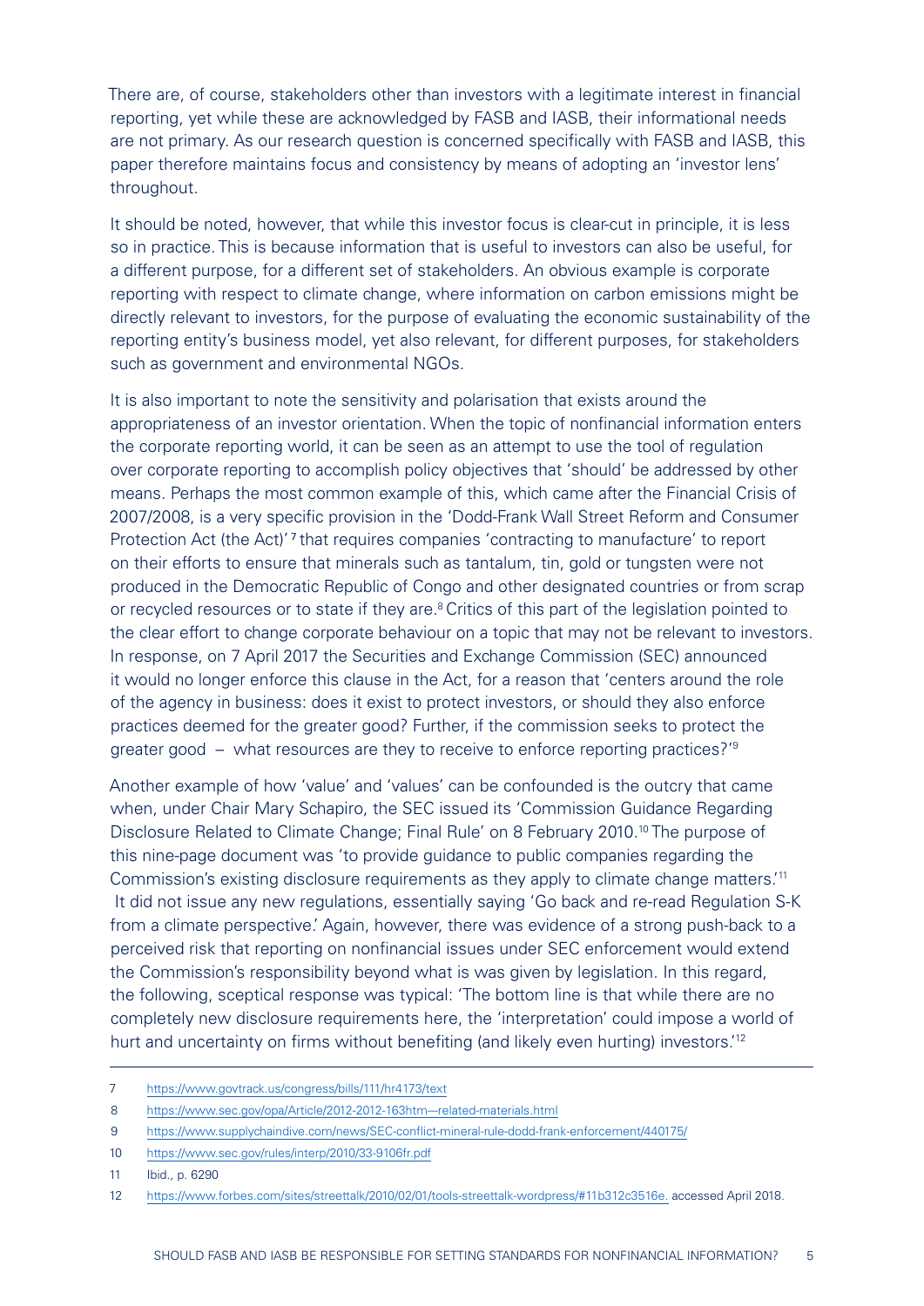There are, of course, stakeholders other than investors with a legitimate interest in financial reporting, yet while these are acknowledged by FASB and IASB, their informational needs are not primary. As our research question is concerned specifically with FASB and IASB, this paper therefore maintains focus and consistency by means of adopting an 'investor lens' throughout.

It should be noted, however, that while this investor focus is clear-cut in principle, it is less so in practice. This is because information that is useful to investors can also be useful, for a different purpose, for a different set of stakeholders. An obvious example is corporate reporting with respect to climate change, where information on carbon emissions might be directly relevant to investors, for the purpose of evaluating the economic sustainability of the reporting entity's business model, yet also relevant, for different purposes, for stakeholders such as government and environmental NGOs.

It is also important to note the sensitivity and polarisation that exists around the appropriateness of an investor orientation. When the topic of nonfinancial information enters the corporate reporting world, it can be seen as an attempt to use the tool of regulation over corporate reporting to accomplish policy objectives that 'should' be addressed by other means. Perhaps the most common example of this, which came after the Financial Crisis of 2007/2008, is a very specific provision in the 'Dodd-Frank Wall Street Reform and Consumer Protection Act (the Act)' [7] that requires companies 'contracting to manufacture' to report on their efforts to ensure that minerals such as tantalum, tin, gold or tungsten were not produced in the Democratic Republic of Congo and other designated countries or from scrap or recycled resources or to state if they are.[8] Critics of this part of the legislation pointed to the clear effort to change corporate behaviour on a topic that may not be relevant to investors. In response, on 7 April 2017 the Securities and Exchange Commission (SEC) announced it would no longer enforce this clause in the Act, for a reason that 'centers around the role of the agency in business: does it exist to protect investors, or should they also enforce practices deemed for the greater good? Further, if the commission seeks to protect the greater good – what resources are they to receive to enforce reporting practices?'[9]

Another example of how 'value' and 'values' can be confounded is the outcry that came when, under Chair Mary Schapiro, the SEC issued its 'Commission Guidance Regarding Disclosure Related to Climate Change; Final Rule' on 8 February 2010.[10] The purpose of this nine-page document was 'to provide guidance to public companies regarding the Commission's existing disclosure requirements as they apply to climate change matters.'[11] It did not issue any new regulations, essentially saying 'Go back and re-read Regulation S-K from a climate perspective.' Again, however, there was evidence of a strong push-back to a perceived risk that reporting on nonfinancial issues under SEC enforcement would extend the Commission's responsibility beyond what is was given by legislation. In this regard, the following, sceptical response was typical: 'The bottom line is that while there are no completely new disclosure requirements here, the 'interpretation' could impose a world of hurt and uncertainty on firms without benefiting (and likely even hurting) investors.'[12]

---

7 https://www.govtrack.us/congress/bills/111/hr4173/text

8 https://www.sec.gov/opa/Article/2012-2012-163htm---related-materials.html

9 https://www.supplychaindive.com/news/SEC-conflict-mineral-rule-dodd-frank-enforcement/440175/

10 https://www.sec.gov/rules/interp/2010/33-9106fr.pdf

11 Ibid., p. 6290

12 https://www.forbes.com/sites/streettalk/2010/02/01/tools-streettalk-wordpress/#11b312c3516e. accessed April 2018.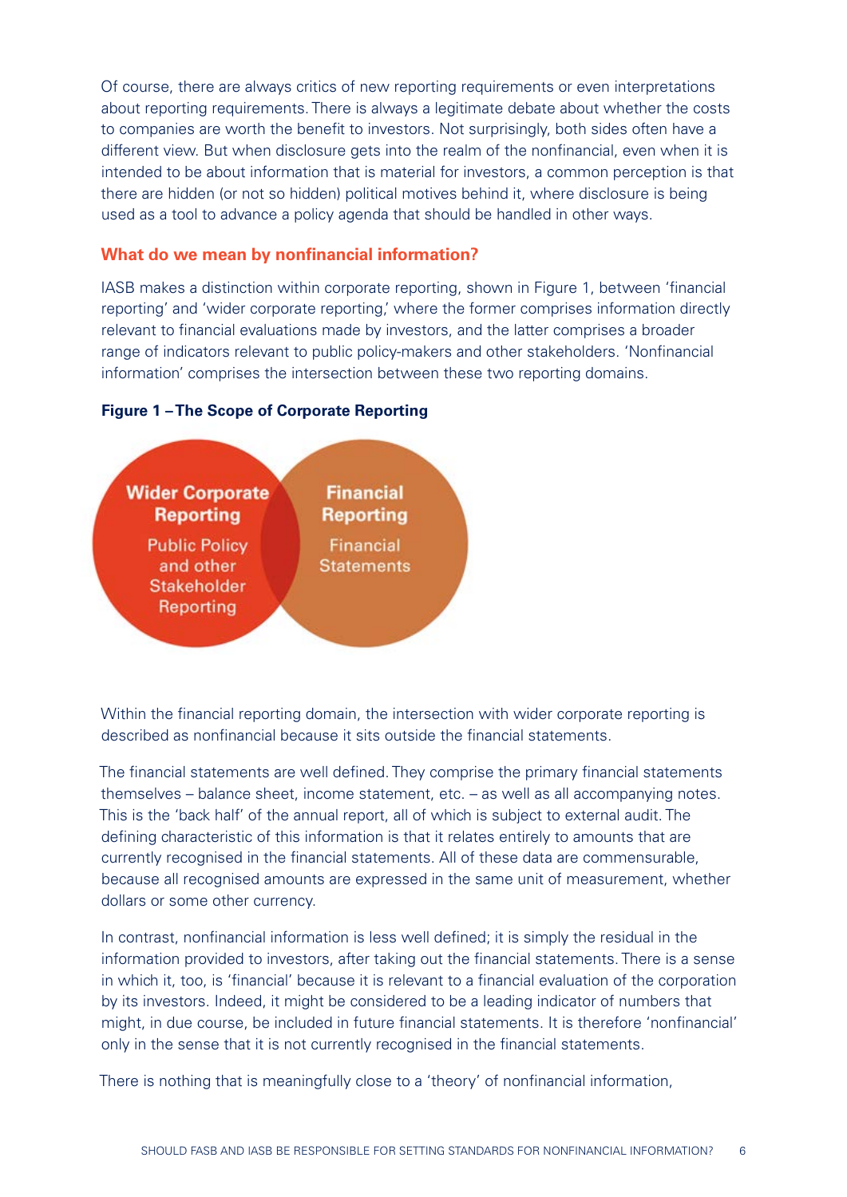Of course, there are always critics of new reporting requirements or even interpretations about reporting requirements. There is always a legitimate debate about whether the costs to companies are worth the benefit to investors. Not surprisingly, both sides often have a different view. But when disclosure gets into the realm of the nonfinancial, even when it is intended to be about information that is material for investors, a common perception is that there are hidden (or not so hidden) political motives behind it, where disclosure is being used as a tool to advance a policy agenda that should be handled in other ways.

## What do we mean by nonfinancial information?

IASB makes a distinction within corporate reporting, shown in Figure 1, between 'financial reporting' and 'wider corporate reporting,' where the former comprises information directly relevant to financial evaluations made by investors, and the latter comprises a broader range of indicators relevant to public policy-makers and other stakeholders. 'Nonfinancial information' comprises the intersection between these two reporting domains.

**Figure 1 – The Scope of Corporate Reporting**

Wider Corporate Reporting: Public Policy and other Stakeholder Reporting

Financial Reporting: Financial Statements

Within the financial reporting domain, the intersection with wider corporate reporting is described as nonfinancial because it sits outside the financial statements.

The financial statements are well defined. They comprise the primary financial statements themselves – balance sheet, income statement, etc. – as well as all accompanying notes. This is the 'back half' of the annual report, all of which is subject to external audit. The defining characteristic of this information is that it relates entirely to amounts that are currently recognised in the financial statements. All of these data are commensurable, because all recognised amounts are expressed in the same unit of measurement, whether dollars or some other currency.

In contrast, nonfinancial information is less well defined; it is simply the residual in the information provided to investors, after taking out the financial statements. There is a sense in which it, too, is 'financial' because it is relevant to a financial evaluation of the corporation by its investors. Indeed, it might be considered to be a leading indicator of numbers that might, in due course, be included in future financial statements. It is therefore 'nonfinancial' only in the sense that it is not currently recognised in the financial statements.

There is nothing that is meaningfully close to a 'theory' of nonfinancial information,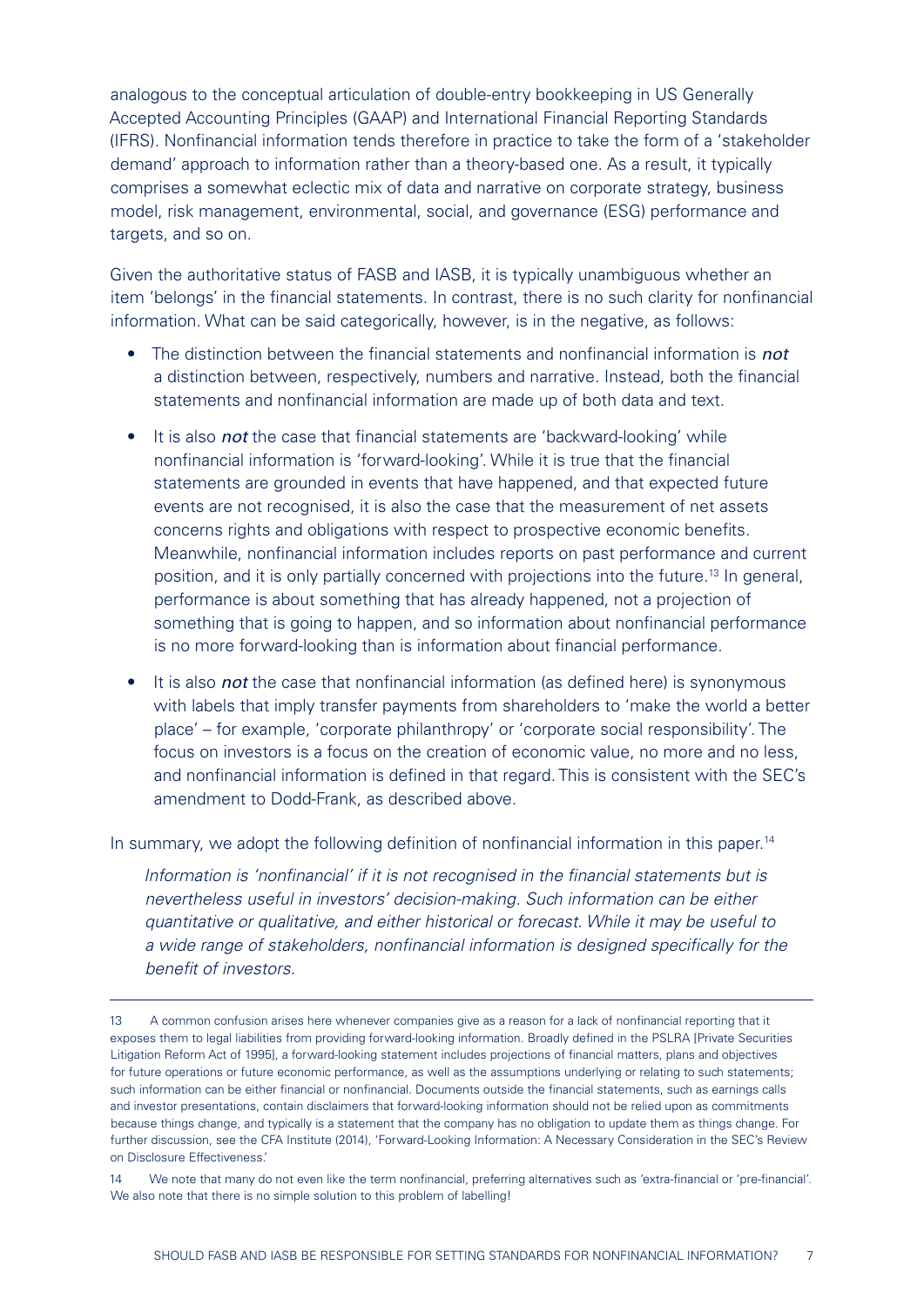analogous to the conceptual articulation of double-entry bookkeeping in US Generally Accepted Accounting Principles (GAAP) and International Financial Reporting Standards (IFRS). Nonfinancial information tends therefore in practice to take the form of a 'stakeholder demand' approach to information rather than a theory-based one. As a result, it typically comprises a somewhat eclectic mix of data and narrative on corporate strategy, business model, risk management, environmental, social, and governance (ESG) performance and targets, and so on.

Given the authoritative status of FASB and IASB, it is typically unambiguous whether an item 'belongs' in the financial statements. In contrast, there is no such clarity for nonfinancial information. What can be said categorically, however, is in the negative, as follows:

- The distinction between the financial statements and nonfinancial information is ***not*** a distinction between, respectively, numbers and narrative. Instead, both the financial statements and nonfinancial information are made up of both data and text.
- It is also ***not*** the case that financial statements are 'backward-looking' while nonfinancial information is 'forward-looking'. While it is true that the financial statements are grounded in events that have happened, and that expected future events are not recognised, it is also the case that the measurement of net assets concerns rights and obligations with respect to prospective economic benefits. Meanwhile, nonfinancial information includes reports on past performance and current position, and it is only partially concerned with projections into the future.[13] In general, performance is about something that has already happened, not a projection of something that is going to happen, and so information about nonfinancial performance is no more forward-looking than is information about financial performance.
- It is also ***not*** the case that nonfinancial information (as defined here) is synonymous with labels that imply transfer payments from shareholders to 'make the world a better place' – for example, 'corporate philanthropy' or 'corporate social responsibility'. The focus on investors is a focus on the creation of economic value, no more and no less, and nonfinancial information is defined in that regard. This is consistent with the SEC's amendment to Dodd-Frank, as described above.

In summary, we adopt the following definition of nonfinancial information in this paper.[14]

> *Information is 'nonfinancial' if it is not recognised in the financial statements but is nevertheless useful in investors' decision-making. Such information can be either quantitative or qualitative, and either historical or forecast. While it may be useful to a wide range of stakeholders, nonfinancial information is designed specifically for the benefit of investors.*

---

13 A common confusion arises here whenever companies give as a reason for a lack of nonfinancial reporting that it exposes them to legal liabilities from providing forward-looking information. Broadly defined in the PSLRA [Private Securities Litigation Reform Act of 1995], a forward-looking statement includes projections of financial matters, plans and objectives for future operations or future economic performance, as well as the assumptions underlying or relating to such statements; such information can be either financial or nonfinancial. Documents outside the financial statements, such as earnings calls and investor presentations, contain disclaimers that forward-looking information should not be relied upon as commitments because things change, and typically is a statement that the company has no obligation to update them as things change. For further discussion, see the CFA Institute (2014), 'Forward-Looking Information: A Necessary Consideration in the SEC's Review on Disclosure Effectiveness.'

14 We note that many do not even like the term nonfinancial, preferring alternatives such as 'extra-financial or 'pre-financial'. We also note that there is no simple solution to this problem of labelling!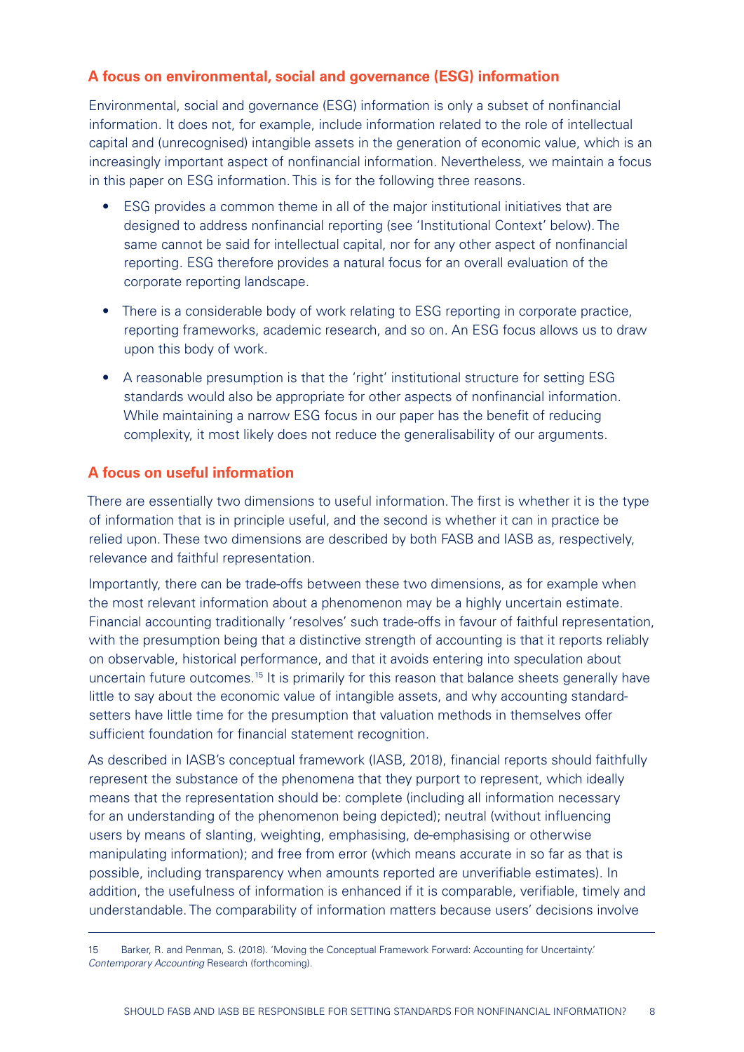## A focus on environmental, social and governance (ESG) information

Environmental, social and governance (ESG) information is only a subset of nonfinancial information. It does not, for example, include information related to the role of intellectual capital and (unrecognised) intangible assets in the generation of economic value, which is an increasingly important aspect of nonfinancial information. Nevertheless, we maintain a focus in this paper on ESG information. This is for the following three reasons.

- ESG provides a common theme in all of the major institutional initiatives that are designed to address nonfinancial reporting (see 'Institutional Context' below). The same cannot be said for intellectual capital, nor for any other aspect of nonfinancial reporting. ESG therefore provides a natural focus for an overall evaluation of the corporate reporting landscape.
- There is a considerable body of work relating to ESG reporting in corporate practice, reporting frameworks, academic research, and so on. An ESG focus allows us to draw upon this body of work.
- A reasonable presumption is that the 'right' institutional structure for setting ESG standards would also be appropriate for other aspects of nonfinancial information. While maintaining a narrow ESG focus in our paper has the benefit of reducing complexity, it most likely does not reduce the generalisability of our arguments.

## A focus on useful information

There are essentially two dimensions to useful information. The first is whether it is the type of information that is in principle useful, and the second is whether it can in practice be relied upon. These two dimensions are described by both FASB and IASB as, respectively, relevance and faithful representation.

Importantly, there can be trade-offs between these two dimensions, as for example when the most relevant information about a phenomenon may be a highly uncertain estimate. Financial accounting traditionally 'resolves' such trade-offs in favour of faithful representation, with the presumption being that a distinctive strength of accounting is that it reports reliably on observable, historical performance, and that it avoids entering into speculation about uncertain future outcomes.[15] It is primarily for this reason that balance sheets generally have little to say about the economic value of intangible assets, and why accounting standard-setters have little time for the presumption that valuation methods in themselves offer sufficient foundation for financial statement recognition.

As described in IASB's conceptual framework (IASB, 2018), financial reports should faithfully represent the substance of the phenomena that they purport to represent, which ideally means that the representation should be: complete (including all information necessary for an understanding of the phenomenon being depicted); neutral (without influencing users by means of slanting, weighting, emphasising, de-emphasising or otherwise manipulating information); and free from error (which means accurate in so far as that is possible, including transparency when amounts reported are unverifiable estimates). In addition, the usefulness of information is enhanced if it is comparable, verifiable, timely and understandable. The comparability of information matters because users' decisions involve

---

15 Barker, R. and Penman, S. (2018). 'Moving the Conceptual Framework Forward: Accounting for Uncertainty.' *Contemporary Accounting* Research (forthcoming).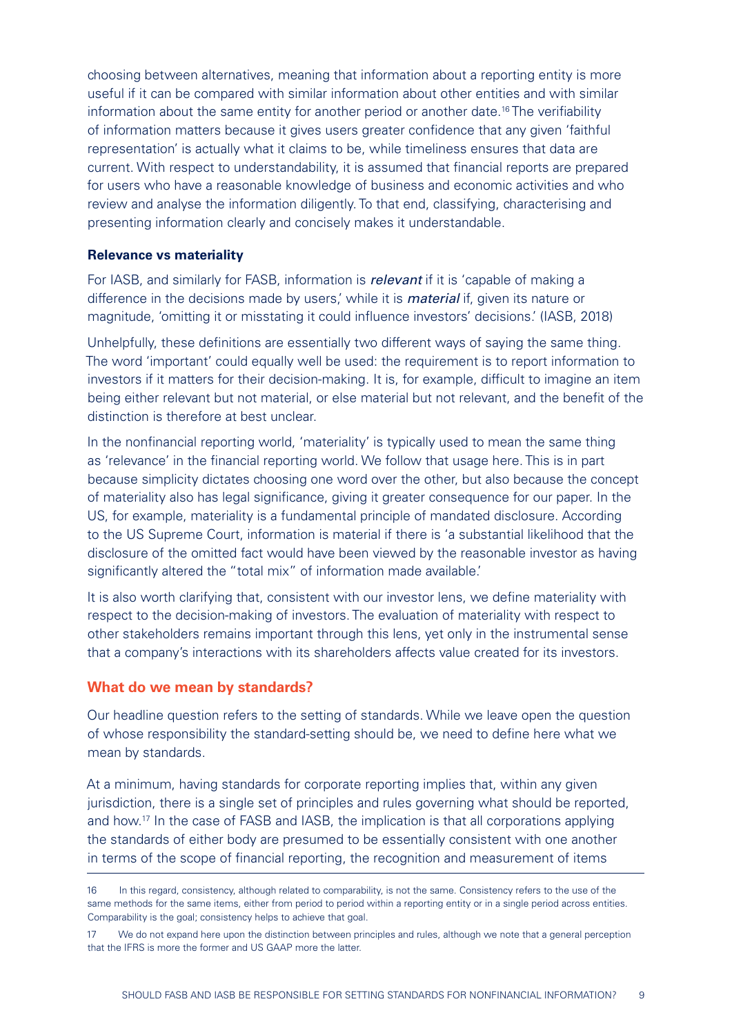choosing between alternatives, meaning that information about a reporting entity is more useful if it can be compared with similar information about other entities and with similar information about the same entity for another period or another date.[16] The verifiability of information matters because it gives users greater confidence that any given 'faithful representation' is actually what it claims to be, while timeliness ensures that data are current. With respect to understandability, it is assumed that financial reports are prepared for users who have a reasonable knowledge of business and economic activities and who review and analyse the information diligently. To that end, classifying, characterising and presenting information clearly and concisely makes it understandable.

**Relevance vs materiality**

For IASB, and similarly for FASB, information is ***relevant*** if it is 'capable of making a difference in the decisions made by users,' while it is ***material*** if, given its nature or magnitude, 'omitting it or misstating it could influence investors' decisions.' (IASB, 2018)

Unhelpfully, these definitions are essentially two different ways of saying the same thing. The word 'important' could equally well be used: the requirement is to report information to investors if it matters for their decision-making. It is, for example, difficult to imagine an item being either relevant but not material, or else material but not relevant, and the benefit of the distinction is therefore at best unclear.

In the nonfinancial reporting world, 'materiality' is typically used to mean the same thing as 'relevance' in the financial reporting world. We follow that usage here. This is in part because simplicity dictates choosing one word over the other, but also because the concept of materiality also has legal significance, giving it greater consequence for our paper. In the US, for example, materiality is a fundamental principle of mandated disclosure. According to the US Supreme Court, information is material if there is 'a substantial likelihood that the disclosure of the omitted fact would have been viewed by the reasonable investor as having significantly altered the "total mix" of information made available.'

It is also worth clarifying that, consistent with our investor lens, we define materiality with respect to the decision-making of investors. The evaluation of materiality with respect to other stakeholders remains important through this lens, yet only in the instrumental sense that a company's interactions with its shareholders affects value created for its investors.

## What do we mean by standards?

Our headline question refers to the setting of standards. While we leave open the question of whose responsibility the standard-setting should be, we need to define here what we mean by standards.

At a minimum, having standards for corporate reporting implies that, within any given jurisdiction, there is a single set of principles and rules governing what should be reported, and how.[17] In the case of FASB and IASB, the implication is that all corporations applying the standards of either body are presumed to be essentially consistent with one another in terms of the scope of financial reporting, the recognition and measurement of items

---

16 In this regard, consistency, although related to comparability, is not the same. Consistency refers to the use of the same methods for the same items, either from period to period within a reporting entity or in a single period across entities. Comparability is the goal; consistency helps to achieve that goal.

17 We do not expand here upon the distinction between principles and rules, although we note that a general perception that the IFRS is more the former and US GAAP more the latter.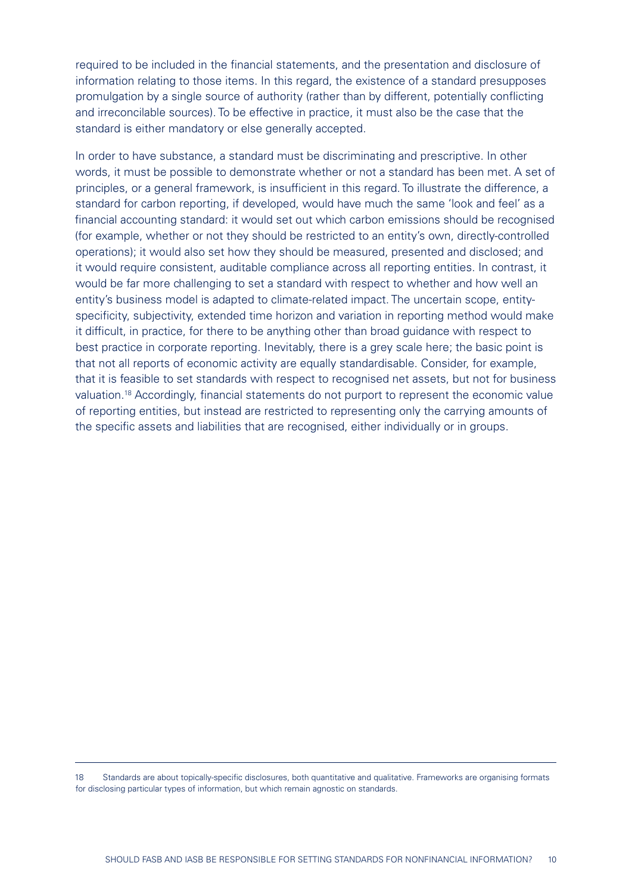required to be included in the financial statements, and the presentation and disclosure of information relating to those items. In this regard, the existence of a standard presupposes promulgation by a single source of authority (rather than by different, potentially conflicting and irreconcilable sources). To be effective in practice, it must also be the case that the standard is either mandatory or else generally accepted.

In order to have substance, a standard must be discriminating and prescriptive. In other words, it must be possible to demonstrate whether or not a standard has been met. A set of principles, or a general framework, is insufficient in this regard. To illustrate the difference, a standard for carbon reporting, if developed, would have much the same 'look and feel' as a financial accounting standard: it would set out which carbon emissions should be recognised (for example, whether or not they should be restricted to an entity's own, directly-controlled operations); it would also set how they should be measured, presented and disclosed; and it would require consistent, auditable compliance across all reporting entities. In contrast, it would be far more challenging to set a standard with respect to whether and how well an entity's business model is adapted to climate-related impact. The uncertain scope, entity-specificity, subjectivity, extended time horizon and variation in reporting method would make it difficult, in practice, for there to be anything other than broad guidance with respect to best practice in corporate reporting. Inevitably, there is a grey scale here; the basic point is that not all reports of economic activity are equally standardisable. Consider, for example, that it is feasible to set standards with respect to recognised net assets, but not for business valuation.[18] Accordingly, financial statements do not purport to represent the economic value of reporting entities, but instead are restricted to representing only the carrying amounts of the specific assets and liabilities that are recognised, either individually or in groups.

---

18 Standards are about topically-specific disclosures, both quantitative and qualitative. Frameworks are organising formats for disclosing particular types of information, but which remain agnostic on standards.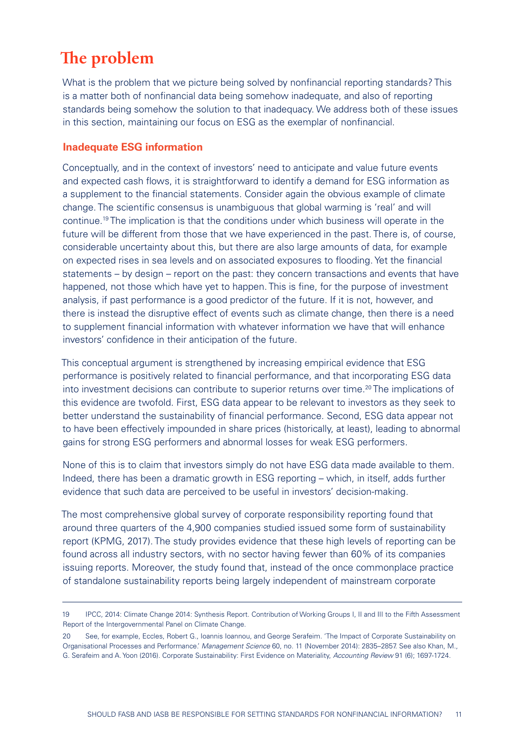# The problem

What is the problem that we picture being solved by nonfinancial reporting standards? This is a matter both of nonfinancial data being somehow inadequate, and also of reporting standards being somehow the solution to that inadequacy. We address both of these issues in this section, maintaining our focus on ESG as the exemplar of nonfinancial.

## Inadequate ESG information

Conceptually, and in the context of investors' need to anticipate and value future events and expected cash flows, it is straightforward to identify a demand for ESG information as a supplement to the financial statements. Consider again the obvious example of climate change. The scientific consensus is unambiguous that global warming is 'real' and will continue.[19] The implication is that the conditions under which business will operate in the future will be different from those that we have experienced in the past. There is, of course, considerable uncertainty about this, but there are also large amounts of data, for example on expected rises in sea levels and on associated exposures to flooding. Yet the financial statements – by design – report on the past: they concern transactions and events that have happened, not those which have yet to happen. This is fine, for the purpose of investment analysis, if past performance is a good predictor of the future. If it is not, however, and there is instead the disruptive effect of events such as climate change, then there is a need to supplement financial information with whatever information we have that will enhance investors' confidence in their anticipation of the future.

This conceptual argument is strengthened by increasing empirical evidence that ESG performance is positively related to financial performance, and that incorporating ESG data into investment decisions can contribute to superior returns over time.[20] The implications of this evidence are twofold. First, ESG data appear to be relevant to investors as they seek to better understand the sustainability of financial performance. Second, ESG data appear not to have been effectively impounded in share prices (historically, at least), leading to abnormal gains for strong ESG performers and abnormal losses for weak ESG performers.

None of this is to claim that investors simply do not have ESG data made available to them. Indeed, there has been a dramatic growth in ESG reporting – which, in itself, adds further evidence that such data are perceived to be useful in investors' decision-making.

The most comprehensive global survey of corporate responsibility reporting found that around three quarters of the 4,900 companies studied issued some form of sustainability report (KPMG, 2017). The study provides evidence that these high levels of reporting can be found across all industry sectors, with no sector having fewer than 60% of its companies issuing reports. Moreover, the study found that, instead of the once commonplace practice of standalone sustainability reports being largely independent of mainstream corporate

---

19 IPCC, 2014: Climate Change 2014: Synthesis Report. Contribution of Working Groups I, II and III to the Fifth Assessment Report of the Intergovernmental Panel on Climate Change.

20 See, for example, Eccles, Robert G., Ioannis Ioannou, and George Serafeim. 'The Impact of Corporate Sustainability on Organisational Processes and Performance.' *Management Science* 60, no. 11 (November 2014): 2835–2857. See also Khan, M., G. Serafeim and A. Yoon (2016). Corporate Sustainability: First Evidence on Materiality, *Accounting Review* 91 (6); 1697-1724.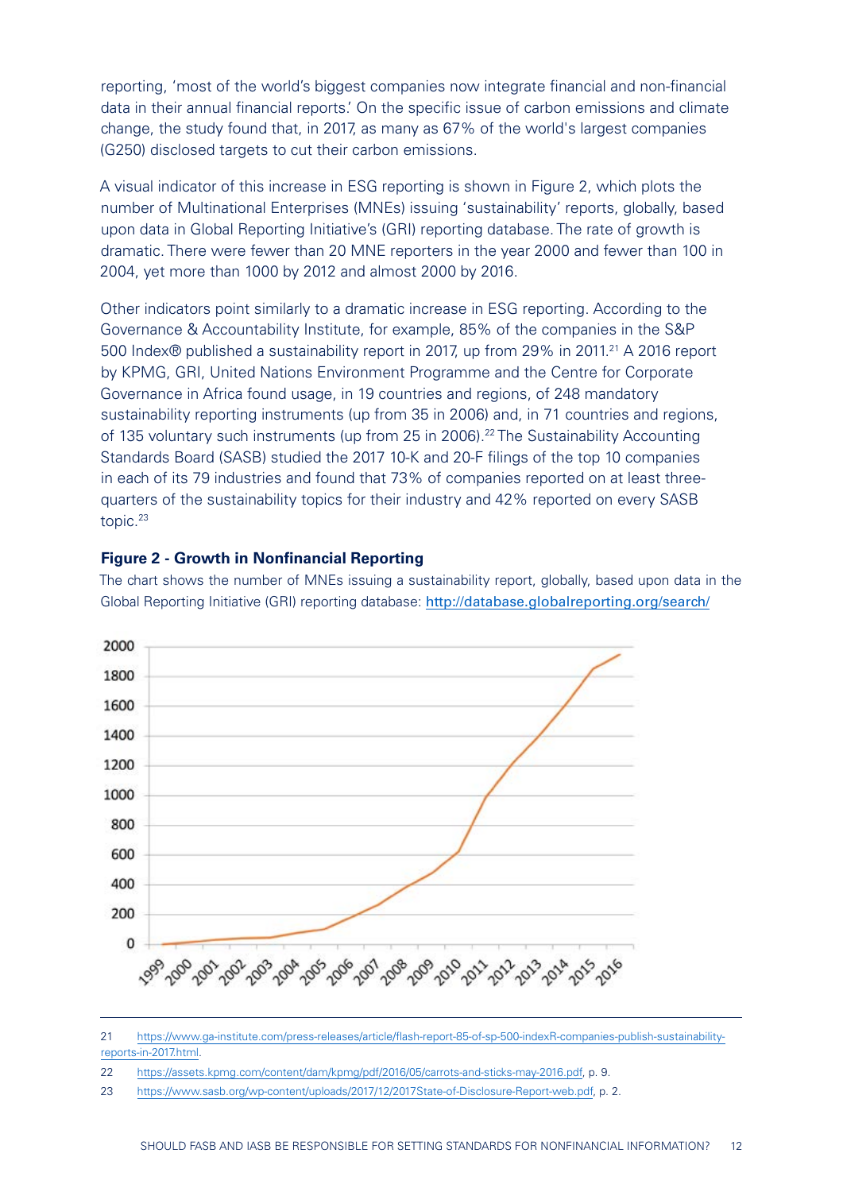reporting, 'most of the world's biggest companies now integrate financial and non-financial data in their annual financial reports.' On the specific issue of carbon emissions and climate change, the study found that, in 2017, as many as 67% of the world's largest companies (G250) disclosed targets to cut their carbon emissions.

A visual indicator of this increase in ESG reporting is shown in Figure 2, which plots the number of Multinational Enterprises (MNEs) issuing 'sustainability' reports, globally, based upon data in Global Reporting Initiative's (GRI) reporting database. The rate of growth is dramatic. There were fewer than 20 MNE reporters in the year 2000 and fewer than 100 in 2004, yet more than 1000 by 2012 and almost 2000 by 2016.

Other indicators point similarly to a dramatic increase in ESG reporting. According to the Governance & Accountability Institute, for example, 85% of the companies in the S&P 500 Index® published a sustainability report in 2017, up from 29% in 2011.[21] A 2016 report by KPMG, GRI, United Nations Environment Programme and the Centre for Corporate Governance in Africa found usage, in 19 countries and regions, of 248 mandatory sustainability reporting instruments (up from 35 in 2006) and, in 71 countries and regions, of 135 voluntary such instruments (up from 25 in 2006).[22] The Sustainability Accounting Standards Board (SASB) studied the 2017 10-K and 20-F filings of the top 10 companies in each of its 79 industries and found that 73% of companies reported on at least three-quarters of the sustainability topics for their industry and 42% reported on every SASB topic.[23]

**Figure 2 - Growth in Nonfinancial Reporting**

The chart shows the number of MNEs issuing a sustainability report, globally, based upon data in the Global Reporting Initiative (GRI) reporting database: http://database.globalreporting.org/search/

---

21 https://www.ga-institute.com/press-releases/article/flash-report-85-of-sp-500-indexR-companies-publish-sustainability-reports-in-2017.html.

22 https://assets.kpmg.com/content/dam/kpmg/pdf/2016/05/carrots-and-sticks-may-2016.pdf, p. 9.

23 https://www.sasb.org/wp-content/uploads/2017/12/2017State-of-Disclosure-Report-web.pdf, p. 2.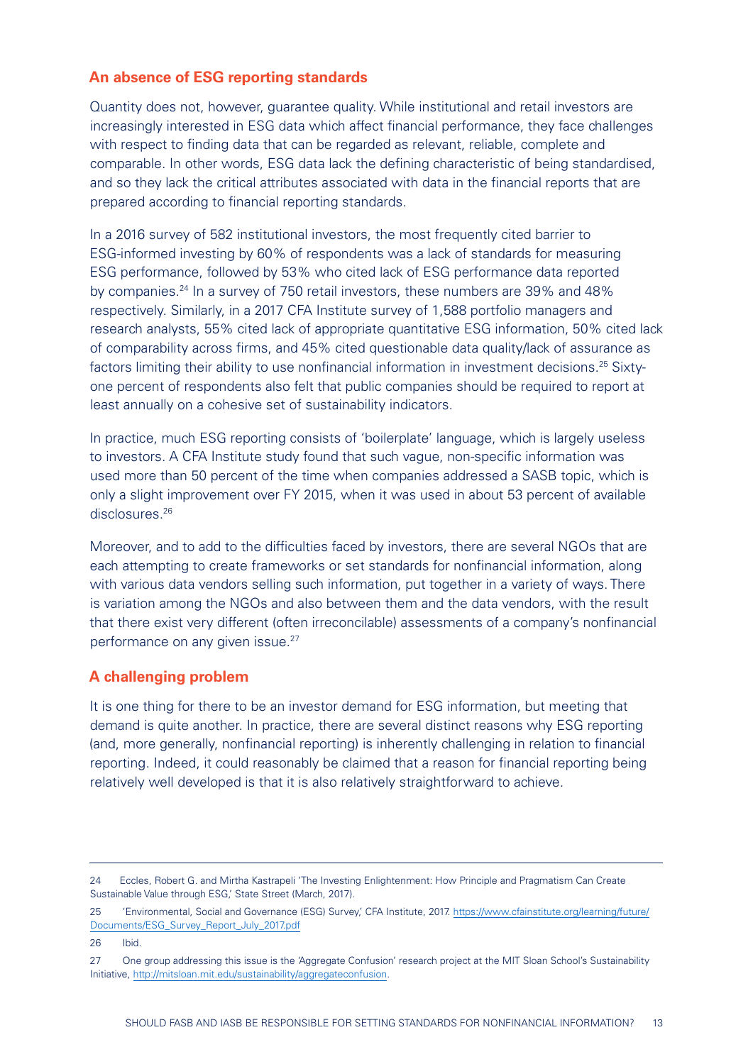## An absence of ESG reporting standards

Quantity does not, however, guarantee quality. While institutional and retail investors are increasingly interested in ESG data which affect financial performance, they face challenges with respect to finding data that can be regarded as relevant, reliable, complete and comparable. In other words, ESG data lack the defining characteristic of being standardised, and so they lack the critical attributes associated with data in the financial reports that are prepared according to financial reporting standards.

In a 2016 survey of 582 institutional investors, the most frequently cited barrier to ESG-informed investing by 60% of respondents was a lack of standards for measuring ESG performance, followed by 53% who cited lack of ESG performance data reported by companies.[24] In a survey of 750 retail investors, these numbers are 39% and 48% respectively. Similarly, in a 2017 CFA Institute survey of 1,588 portfolio managers and research analysts, 55% cited lack of appropriate quantitative ESG information, 50% cited lack of comparability across firms, and 45% cited questionable data quality/lack of assurance as factors limiting their ability to use nonfinancial information in investment decisions.[25] Sixty-one percent of respondents also felt that public companies should be required to report at least annually on a cohesive set of sustainability indicators.

In practice, much ESG reporting consists of 'boilerplate' language, which is largely useless to investors. A CFA Institute study found that such vague, non-specific information was used more than 50 percent of the time when companies addressed a SASB topic, which is only a slight improvement over FY 2015, when it was used in about 53 percent of available disclosures.[26]

Moreover, and to add to the difficulties faced by investors, there are several NGOs that are each attempting to create frameworks or set standards for nonfinancial information, along with various data vendors selling such information, put together in a variety of ways. There is variation among the NGOs and also between them and the data vendors, with the result that there exist very different (often irreconcilable) assessments of a company's nonfinancial performance on any given issue.[27]

## A challenging problem

It is one thing for there to be an investor demand for ESG information, but meeting that demand is quite another. In practice, there are several distinct reasons why ESG reporting (and, more generally, nonfinancial reporting) is inherently challenging in relation to financial reporting. Indeed, it could reasonably be claimed that a reason for financial reporting being relatively well developed is that it is also relatively straightforward to achieve.

---

24 Eccles, Robert G. and Mirtha Kastrapeli 'The Investing Enlightenment: How Principle and Pragmatism Can Create Sustainable Value through ESG,' State Street (March, 2017).

25 'Environmental, Social and Governance (ESG) Survey,' CFA Institute, 2017. https://www.cfainstitute.org/learning/future/Documents/ESG_Survey_Report_July_2017.pdf

26 Ibid.

27 One group addressing this issue is the 'Aggregate Confusion' research project at the MIT Sloan School's Sustainability Initiative, http://mitsloan.mit.edu/sustainability/aggregateconfusion.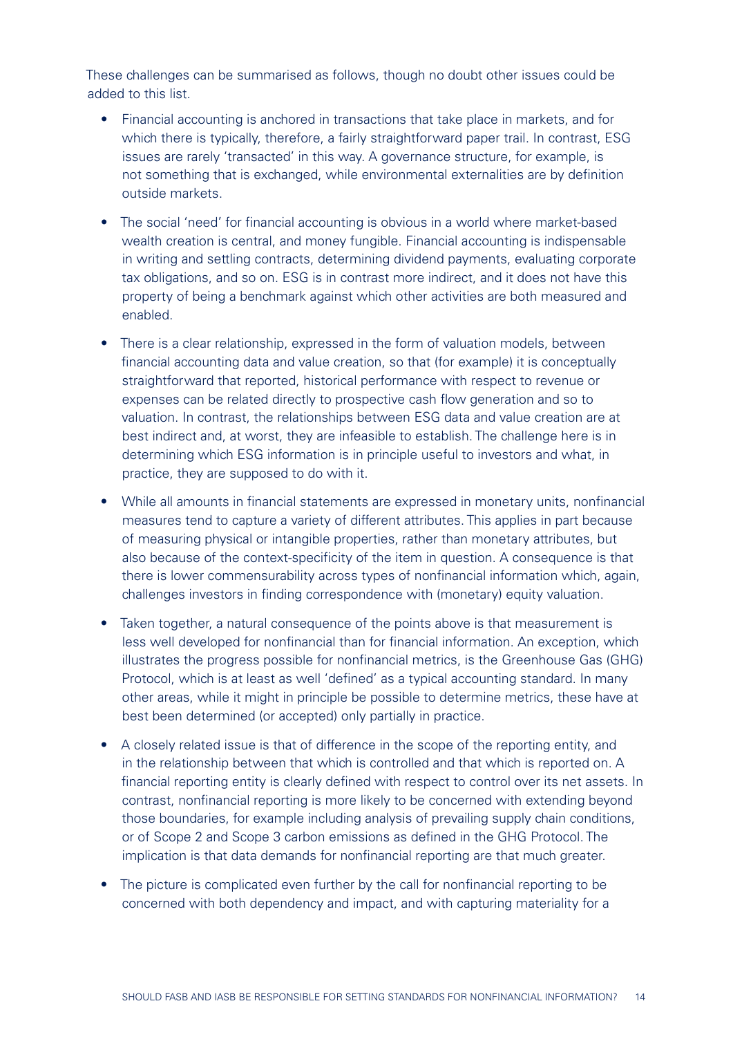These challenges can be summarised as follows, though no doubt other issues could be added to this list.

- Financial accounting is anchored in transactions that take place in markets, and for which there is typically, therefore, a fairly straightforward paper trail. In contrast, ESG issues are rarely 'transacted' in this way. A governance structure, for example, is not something that is exchanged, while environmental externalities are by definition outside markets.

- The social 'need' for financial accounting is obvious in a world where market-based wealth creation is central, and money fungible. Financial accounting is indispensable in writing and settling contracts, determining dividend payments, evaluating corporate tax obligations, and so on. ESG is in contrast more indirect, and it does not have this property of being a benchmark against which other activities are both measured and enabled.

- There is a clear relationship, expressed in the form of valuation models, between financial accounting data and value creation, so that (for example) it is conceptually straightforward that reported, historical performance with respect to revenue or expenses can be related directly to prospective cash flow generation and so to valuation. In contrast, the relationships between ESG data and value creation are at best indirect and, at worst, they are infeasible to establish. The challenge here is in determining which ESG information is in principle useful to investors and what, in practice, they are supposed to do with it.

- While all amounts in financial statements are expressed in monetary units, nonfinancial measures tend to capture a variety of different attributes. This applies in part because of measuring physical or intangible properties, rather than monetary attributes, but also because of the context-specificity of the item in question. A consequence is that there is lower commensurability across types of nonfinancial information which, again, challenges investors in finding correspondence with (monetary) equity valuation.

- Taken together, a natural consequence of the points above is that measurement is less well developed for nonfinancial than for financial information. An exception, which illustrates the progress possible for nonfinancial metrics, is the Greenhouse Gas (GHG) Protocol, which is at least as well 'defined' as a typical accounting standard. In many other areas, while it might in principle be possible to determine metrics, these have at best been determined (or accepted) only partially in practice.

- A closely related issue is that of difference in the scope of the reporting entity, and in the relationship between that which is controlled and that which is reported on. A financial reporting entity is clearly defined with respect to control over its net assets. In contrast, nonfinancial reporting is more likely to be concerned with extending beyond those boundaries, for example including analysis of prevailing supply chain conditions, or of Scope 2 and Scope 3 carbon emissions as defined in the GHG Protocol. The implication is that data demands for nonfinancial reporting are that much greater.

- The picture is complicated even further by the call for nonfinancial reporting to be concerned with both dependency and impact, and with capturing materiality for a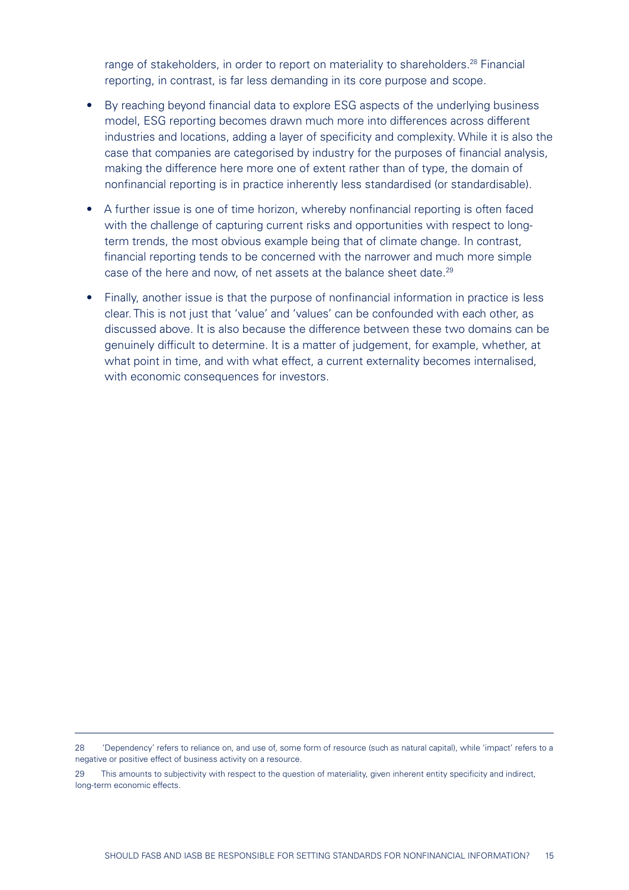range of stakeholders, in order to report on materiality to shareholders.[28] Financial reporting, in contrast, is far less demanding in its core purpose and scope.

- By reaching beyond financial data to explore ESG aspects of the underlying business model, ESG reporting becomes drawn much more into differences across different industries and locations, adding a layer of specificity and complexity. While it is also the case that companies are categorised by industry for the purposes of financial analysis, making the difference here more one of extent rather than of type, the domain of nonfinancial reporting is in practice inherently less standardised (or standardisable).
- A further issue is one of time horizon, whereby nonfinancial reporting is often faced with the challenge of capturing current risks and opportunities with respect to long-term trends, the most obvious example being that of climate change. In contrast, financial reporting tends to be concerned with the narrower and much more simple case of the here and now, of net assets at the balance sheet date.[29]
- Finally, another issue is that the purpose of nonfinancial information in practice is less clear. This is not just that 'value' and 'values' can be confounded with each other, as discussed above. It is also because the difference between these two domains can be genuinely difficult to determine. It is a matter of judgement, for example, whether, at what point in time, and with what effect, a current externality becomes internalised, with economic consequences for investors.

---

28 'Dependency' refers to reliance on, and use of, some form of resource (such as natural capital), while 'impact' refers to a negative or positive effect of business activity on a resource.

29 This amounts to subjectivity with respect to the question of materiality, given inherent entity specificity and indirect, long-term economic effects.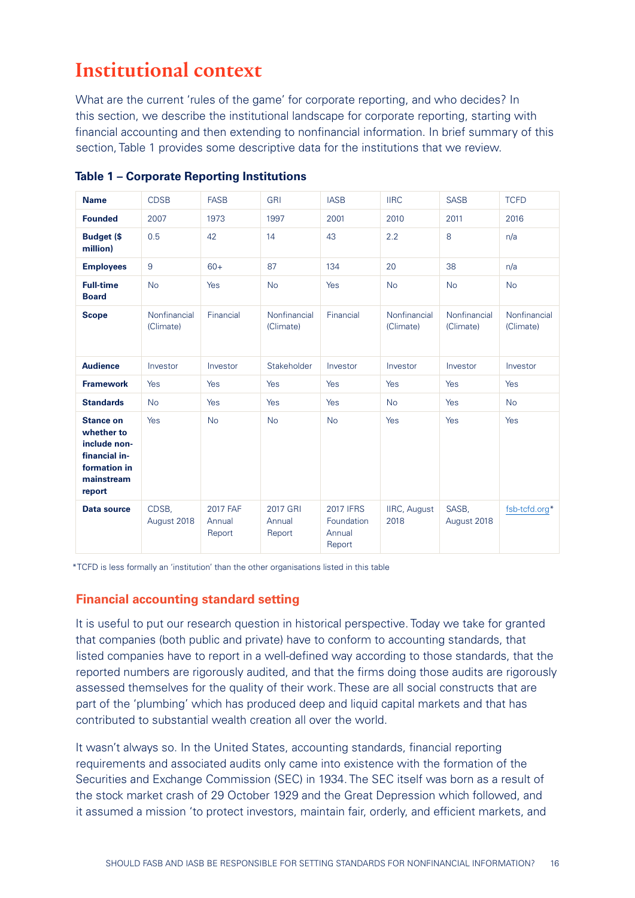# Institutional context

What are the current 'rules of the game' for corporate reporting, and who decides? In this section, we describe the institutional landscape for corporate reporting, starting with financial accounting and then extending to nonfinancial information. In brief summary of this section, Table 1 provides some descriptive data for the institutions that we review.

**Table 1 – Corporate Reporting Institutions**

| **Name** | CDSB | FASB | GRI | IASB | IIRC | SASB | TCFD |
|---|---|---|---|---|---|---|---|
| **Founded** | 2007 | 1973 | 1997 | 2001 | 2010 | 2011 | 2016 |
| **Budget ($ million)** | 0.5 | 42 | 14 | 43 | 2.2 | 8 | n/a |
| **Employees** | 9 | 60+ | 87 | 134 | 20 | 38 | n/a |
| **Full-time Board** | No | Yes | No | Yes | No | No | No |
| **Scope** | Nonfinancial (Climate) | Financial | Nonfinancial (Climate) | Financial | Nonfinancial (Climate) | Nonfinancial (Climate) | Nonfinancial (Climate) |
| **Audience** | Investor | Investor | Stakeholder | Investor | Investor | Investor | Investor |
| **Framework** | Yes | Yes | Yes | Yes | Yes | Yes | Yes |
| **Standards** | No | Yes | Yes | Yes | No | Yes | No |
| **Stance on whether to include non-financial information in mainstream report** | Yes | No | No | No | Yes | Yes | Yes |
| **Data source** | CDSB, August 2018 | 2017 FAF Annual Report | 2017 GRI Annual Report | 2017 IFRS Foundation Annual Report | IIRC, August 2018 | SASB, August 2018 | fsb-tcfd.org* |

*TCFD is less formally an 'institution' than the other organisations listed in this table

## Financial accounting standard setting

It is useful to put our research question in historical perspective. Today we take for granted that companies (both public and private) have to conform to accounting standards, that listed companies have to report in a well-defined way according to those standards, that the reported numbers are rigorously audited, and that the firms doing those audits are rigorously assessed themselves for the quality of their work. These are all social constructs that are part of the 'plumbing' which has produced deep and liquid capital markets and that has contributed to substantial wealth creation all over the world.

It wasn't always so. In the United States, accounting standards, financial reporting requirements and associated audits only came into existence with the formation of the Securities and Exchange Commission (SEC) in 1934. The SEC itself was born as a result of the stock market crash of 29 October 1929 and the Great Depression which followed, and it assumed a mission 'to protect investors, maintain fair, orderly, and efficient markets, and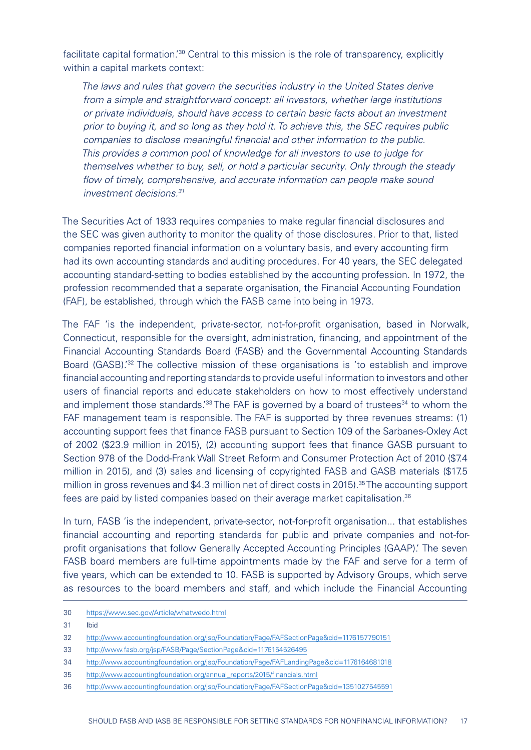facilitate capital formation.'[30] Central to this mission is the role of transparency, explicitly within a capital markets context:

> *The laws and rules that govern the securities industry in the United States derive from a simple and straightforward concept: all investors, whether large institutions or private individuals, should have access to certain basic facts about an investment prior to buying it, and so long as they hold it. To achieve this, the SEC requires public companies to disclose meaningful financial and other information to the public. This provides a common pool of knowledge for all investors to use to judge for themselves whether to buy, sell, or hold a particular security. Only through the steady flow of timely, comprehensive, and accurate information can people make sound investment decisions.*[31]

The Securities Act of 1933 requires companies to make regular financial disclosures and the SEC was given authority to monitor the quality of those disclosures. Prior to that, listed companies reported financial information on a voluntary basis, and every accounting firm had its own accounting standards and auditing procedures. For 40 years, the SEC delegated accounting standard-setting to bodies established by the accounting profession. In 1972, the profession recommended that a separate organisation, the Financial Accounting Foundation (FAF), be established, through which the FASB came into being in 1973.

The FAF 'is the independent, private-sector, not-for-profit organisation, based in Norwalk, Connecticut, responsible for the oversight, administration, financing, and appointment of the Financial Accounting Standards Board (FASB) and the Governmental Accounting Standards Board (GASB).'[32] The collective mission of these organisations is 'to establish and improve financial accounting and reporting standards to provide useful information to investors and other users of financial reports and educate stakeholders on how to most effectively understand and implement those standards.'[33] The FAF is governed by a board of trustees[34] to whom the FAF management team is responsible. The FAF is supported by three revenues streams: (1) accounting support fees that finance FASB pursuant to Section 109 of the Sarbanes-Oxley Act of 2002 ($23.9 million in 2015), (2) accounting support fees that finance GASB pursuant to Section 978 of the Dodd-Frank Wall Street Reform and Consumer Protection Act of 2010 ($7.4 million in 2015), and (3) sales and licensing of copyrighted FASB and GASB materials ($17.5 million in gross revenues and $4.3 million net of direct costs in 2015).[35] The accounting support fees are paid by listed companies based on their average market capitalisation.[36]

In turn, FASB 'is the independent, private-sector, not-for-profit organisation... that establishes financial accounting and reporting standards for public and private companies and not-for-profit organisations that follow Generally Accepted Accounting Principles (GAAP).' The seven FASB board members are full-time appointments made by the FAF and serve for a term of five years, which can be extended to 10. FASB is supported by Advisory Groups, which serve as resources to the board members and staff, and which include the Financial Accounting

---

30 https://www.sec.gov/Article/whatwedo.html

31 Ibid

32 http://www.accountingfoundation.org/jsp/Foundation/Page/FAFSectionPage&cid=1176157790151

33 http://www.fasb.org/jsp/FASB/Page/SectionPage&cid=1176154526495

34 http://www.accountingfoundation.org/jsp/Foundation/Page/FAFLandingPage&cid=1176164681018

35 http://www.accountingfoundation.org/annual_reports/2015/financials.html

36 http://www.accountingfoundation.org/jsp/Foundation/Page/FAFSectionPage&cid=1351027545591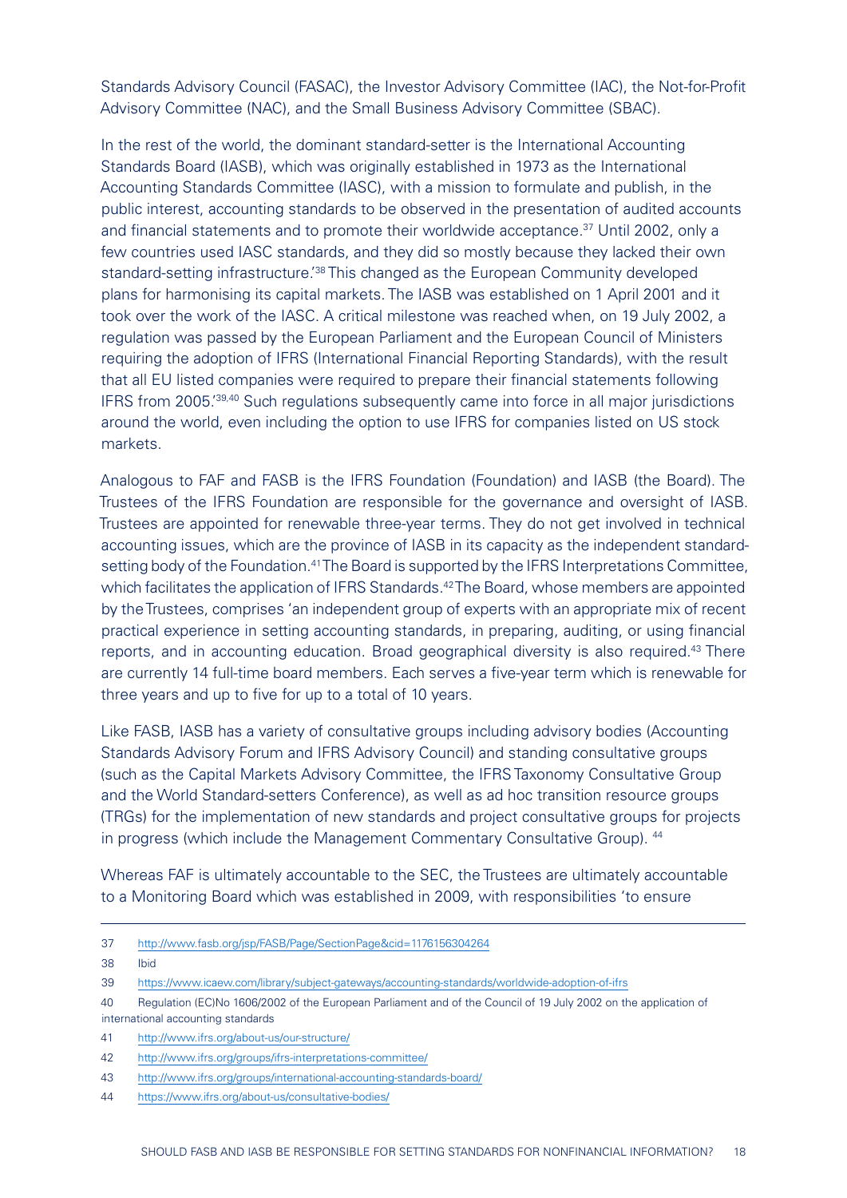Standards Advisory Council (FASAC), the Investor Advisory Committee (IAC), the Not-for-Profit Advisory Committee (NAC), and the Small Business Advisory Committee (SBAC).

In the rest of the world, the dominant standard-setter is the International Accounting Standards Board (IASB), which was originally established in 1973 as the International Accounting Standards Committee (IASC), with a mission to formulate and publish, in the public interest, accounting standards to be observed in the presentation of audited accounts and financial statements and to promote their worldwide acceptance.[37] Until 2002, only a few countries used IASC standards, and they did so mostly because they lacked their own standard-setting infrastructure.'[38] This changed as the European Community developed plans for harmonising its capital markets. The IASB was established on 1 April 2001 and it took over the work of the IASC. A critical milestone was reached when, on 19 July 2002, a regulation was passed by the European Parliament and the European Council of Ministers requiring the adoption of IFRS (International Financial Reporting Standards), with the result that all EU listed companies were required to prepare their financial statements following IFRS from 2005.'[39,40] Such regulations subsequently came into force in all major jurisdictions around the world, even including the option to use IFRS for companies listed on US stock markets.

Analogous to FAF and FASB is the IFRS Foundation (Foundation) and IASB (the Board). The Trustees of the IFRS Foundation are responsible for the governance and oversight of IASB. Trustees are appointed for renewable three-year terms. They do not get involved in technical accounting issues, which are the province of IASB in its capacity as the independent standard-setting body of the Foundation.[41] The Board is supported by the IFRS Interpretations Committee, which facilitates the application of IFRS Standards.[42] The Board, whose members are appointed by the Trustees, comprises 'an independent group of experts with an appropriate mix of recent practical experience in setting accounting standards, in preparing, auditing, or using financial reports, and in accounting education. Broad geographical diversity is also required.[43] There are currently 14 full-time board members. Each serves a five-year term which is renewable for three years and up to five for up to a total of 10 years.

Like FASB, IASB has a variety of consultative groups including advisory bodies (Accounting Standards Advisory Forum and IFRS Advisory Council) and standing consultative groups (such as the Capital Markets Advisory Committee, the IFRS Taxonomy Consultative Group and the World Standard-setters Conference), as well as ad hoc transition resource groups (TRGs) for the implementation of new standards and project consultative groups for projects in progress (which include the Management Commentary Consultative Group). [44]

Whereas FAF is ultimately accountable to the SEC, the Trustees are ultimately accountable to a Monitoring Board which was established in 2009, with responsibilities 'to ensure

---

37 http://www.fasb.org/jsp/FASB/Page/SectionPage&cid=1176156304264

38 Ibid

39 https://www.icaew.com/library/subject-gateways/accounting-standards/worldwide-adoption-of-ifrs

40 Regulation (EC)No 1606/2002 of the European Parliament and of the Council of 19 July 2002 on the application of international accounting standards

41 http://www.ifrs.org/about-us/our-structure/

42 http://www.ifrs.org/groups/ifrs-interpretations-committee/

43 http://www.ifrs.org/groups/international-accounting-standards-board/

44 https://www.ifrs.org/about-us/consultative-bodies/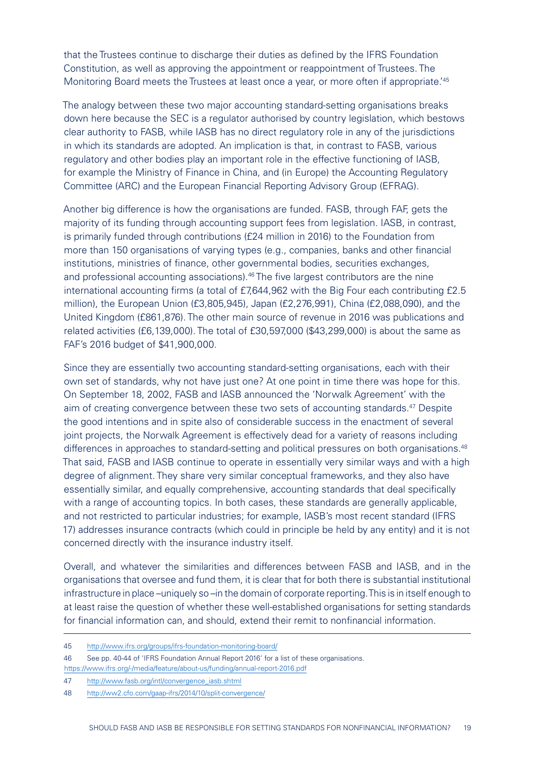that the Trustees continue to discharge their duties as defined by the IFRS Foundation Constitution, as well as approving the appointment or reappointment of Trustees. The Monitoring Board meets the Trustees at least once a year, or more often if appropriate.'[45]

The analogy between these two major accounting standard-setting organisations breaks down here because the SEC is a regulator authorised by country legislation, which bestows clear authority to FASB, while IASB has no direct regulatory role in any of the jurisdictions in which its standards are adopted. An implication is that, in contrast to FASB, various regulatory and other bodies play an important role in the effective functioning of IASB, for example the Ministry of Finance in China, and (in Europe) the Accounting Regulatory Committee (ARC) and the European Financial Reporting Advisory Group (EFRAG).

Another big difference is how the organisations are funded. FASB, through FAF, gets the majority of its funding through accounting support fees from legislation. IASB, in contrast, is primarily funded through contributions (£24 million in 2016) to the Foundation from more than 150 organisations of varying types (e.g., companies, banks and other financial institutions, ministries of finance, other governmental bodies, securities exchanges, and professional accounting associations).[46] The five largest contributors are the nine international accounting firms (a total of £7,644,962 with the Big Four each contributing £2.5 million), the European Union (£3,805,945), Japan (£2,276,991), China (£2,088,090), and the United Kingdom (£861,876). The other main source of revenue in 2016 was publications and related activities (£6,139,000). The total of £30,597,000 ($43,299,000) is about the same as FAF's 2016 budget of $41,900,000.

Since they are essentially two accounting standard-setting organisations, each with their own set of standards, why not have just one? At one point in time there was hope for this. On September 18, 2002, FASB and IASB announced the 'Norwalk Agreement' with the aim of creating convergence between these two sets of accounting standards.[47] Despite the good intentions and in spite also of considerable success in the enactment of several joint projects, the Norwalk Agreement is effectively dead for a variety of reasons including differences in approaches to standard-setting and political pressures on both organisations.[48] That said, FASB and IASB continue to operate in essentially very similar ways and with a high degree of alignment. They share very similar conceptual frameworks, and they also have essentially similar, and equally comprehensive, accounting standards that deal specifically with a range of accounting topics. In both cases, these standards are generally applicable, and not restricted to particular industries; for example, IASB's most recent standard (IFRS 17) addresses insurance contracts (which could in principle be held by any entity) and it is not concerned directly with the insurance industry itself.

Overall, and whatever the similarities and differences between FASB and IASB, and in the organisations that oversee and fund them, it is clear that for both there is substantial institutional infrastructure in place – uniquely so – in the domain of corporate reporting. This is in itself enough to at least raise the question of whether these well-established organisations for setting standards for financial information can, and should, extend their remit to nonfinancial information.

---

45 http://www.ifrs.org/groups/ifrs-foundation-monitoring-board/

46 See pp. 40-44 of 'IFRS Foundation Annual Report 2016' for a list of these organisations. https://www.ifrs.org/-/media/feature/about-us/funding/annual-report-2016.pdf

47 http://www.fasb.org/intl/convergence_iasb.shtml

48 http://ww2.cfo.com/gaap-ifrs/2014/10/split-convergence/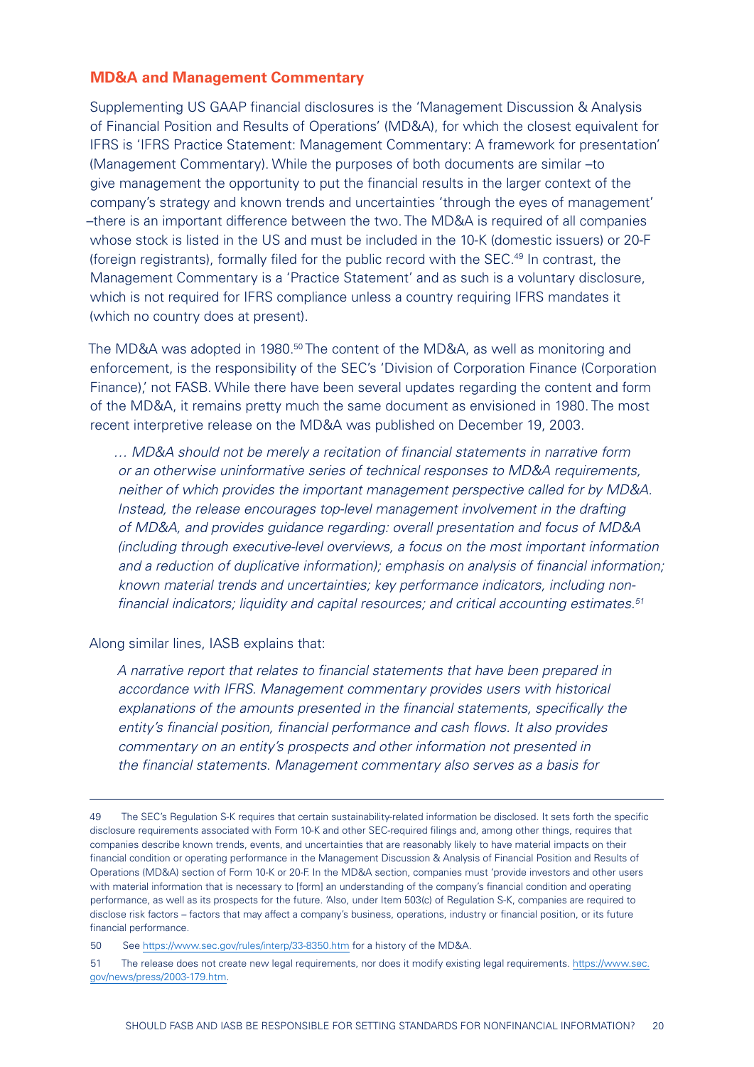### MD&A and Management Commentary

Supplementing US GAAP financial disclosures is the 'Management Discussion & Analysis of Financial Position and Results of Operations' (MD&A), for which the closest equivalent for IFRS is 'IFRS Practice Statement: Management Commentary: A framework for presentation' (Management Commentary). While the purposes of both documents are similar –to give management the opportunity to put the financial results in the larger context of the company's strategy and known trends and uncertainties 'through the eyes of management' –there is an important difference between the two. The MD&A is required of all companies whose stock is listed in the US and must be included in the 10-K (domestic issuers) or 20-F (foreign registrants), formally filed for the public record with the SEC.[49] In contrast, the Management Commentary is a 'Practice Statement' and as such is a voluntary disclosure, which is not required for IFRS compliance unless a country requiring IFRS mandates it (which no country does at present).

The MD&A was adopted in 1980.[50] The content of the MD&A, as well as monitoring and enforcement, is the responsibility of the SEC's 'Division of Corporation Finance (Corporation Finance),' not FASB. While there have been several updates regarding the content and form of the MD&A, it remains pretty much the same document as envisioned in 1980. The most recent interpretive release on the MD&A was published on December 19, 2003.

> *… MD&A should not be merely a recitation of financial statements in narrative form or an otherwise uninformative series of technical responses to MD&A requirements, neither of which provides the important management perspective called for by MD&A. Instead, the release encourages top-level management involvement in the drafting of MD&A, and provides guidance regarding: overall presentation and focus of MD&A (including through executive-level overviews, a focus on the most important information and a reduction of duplicative information); emphasis on analysis of financial information; known material trends and uncertainties; key performance indicators, including non-financial indicators; liquidity and capital resources; and critical accounting estimates.*[51]

Along similar lines, IASB explains that:

> *A narrative report that relates to financial statements that have been prepared in accordance with IFRS. Management commentary provides users with historical explanations of the amounts presented in the financial statements, specifically the entity's financial position, financial performance and cash flows. It also provides commentary on an entity's prospects and other information not presented in the financial statements. Management commentary also serves as a basis for*

---

49 The SEC's Regulation S-K requires that certain sustainability-related information be disclosed. It sets forth the specific disclosure requirements associated with Form 10-K and other SEC-required filings and, among other things, requires that companies describe known trends, events, and uncertainties that are reasonably likely to have material impacts on their financial condition or operating performance in the Management Discussion & Analysis of Financial Position and Results of Operations (MD&A) section of Form 10-K or 20-F. In the MD&A section, companies must 'provide investors and other users with material information that is necessary to [form] an understanding of the company's financial condition and operating performance, as well as its prospects for the future. 'Also, under Item 503(c) of Regulation S-K, companies are required to disclose risk factors – factors that may affect a company's business, operations, industry or financial position, or its future financial performance.

50 See https://www.sec.gov/rules/interp/33-8350.htm for a history of the MD&A.

51 The release does not create new legal requirements, nor does it modify existing legal requirements. https://www.sec.gov/news/press/2003-179.htm.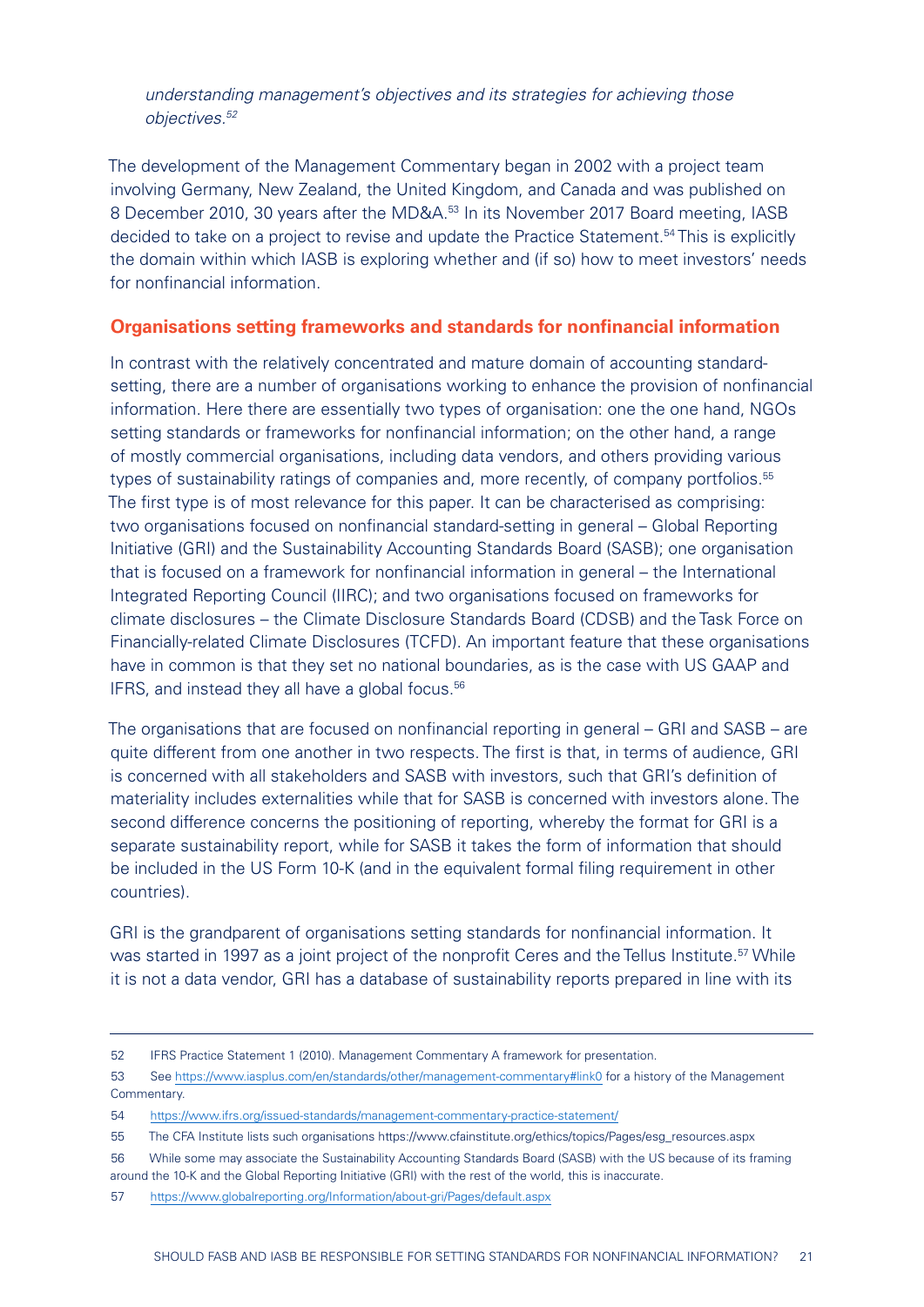*understanding management's objectives and its strategies for achieving those objectives.*[52]

The development of the Management Commentary began in 2002 with a project team involving Germany, New Zealand, the United Kingdom, and Canada and was published on 8 December 2010, 30 years after the MD&A.[53] In its November 2017 Board meeting, IASB decided to take on a project to revise and update the Practice Statement.[54] This is explicitly the domain within which IASB is exploring whether and (if so) how to meet investors' needs for nonfinancial information.

## Organisations setting frameworks and standards for nonfinancial information

In contrast with the relatively concentrated and mature domain of accounting standard-setting, there are a number of organisations working to enhance the provision of nonfinancial information. Here there are essentially two types of organisation: one the one hand, NGOs setting standards or frameworks for nonfinancial information; on the other hand, a range of mostly commercial organisations, including data vendors, and others providing various types of sustainability ratings of companies and, more recently, of company portfolios.[55] The first type is of most relevance for this paper. It can be characterised as comprising: two organisations focused on nonfinancial standard-setting in general – Global Reporting Initiative (GRI) and the Sustainability Accounting Standards Board (SASB); one organisation that is focused on a framework for nonfinancial information in general – the International Integrated Reporting Council (IIRC); and two organisations focused on frameworks for climate disclosures – the Climate Disclosure Standards Board (CDSB) and the Task Force on Financially-related Climate Disclosures (TCFD). An important feature that these organisations have in common is that they set no national boundaries, as is the case with US GAAP and IFRS, and instead they all have a global focus.[56]

The organisations that are focused on nonfinancial reporting in general – GRI and SASB – are quite different from one another in two respects. The first is that, in terms of audience, GRI is concerned with all stakeholders and SASB with investors, such that GRI's definition of materiality includes externalities while that for SASB is concerned with investors alone. The second difference concerns the positioning of reporting, whereby the format for GRI is a separate sustainability report, while for SASB it takes the form of information that should be included in the US Form 10-K (and in the equivalent formal filing requirement in other countries).

GRI is the grandparent of organisations setting standards for nonfinancial information. It was started in 1997 as a joint project of the nonprofit Ceres and the Tellus Institute.[57] While it is not a data vendor, GRI has a database of sustainability reports prepared in line with its

---

52 IFRS Practice Statement 1 (2010). Management Commentary A framework for presentation.

53 See https://www.iasplus.com/en/standards/other/management-commentary#link0 for a history of the Management Commentary.

54 https://www.ifrs.org/issued-standards/management-commentary-practice-statement/

55 The CFA Institute lists such organisations https://www.cfainstitute.org/ethics/topics/Pages/esg_resources.aspx

56 While some may associate the Sustainability Accounting Standards Board (SASB) with the US because of its framing around the 10-K and the Global Reporting Initiative (GRI) with the rest of the world, this is inaccurate.

57 https://www.globalreporting.org/Information/about-gri/Pages/default.aspx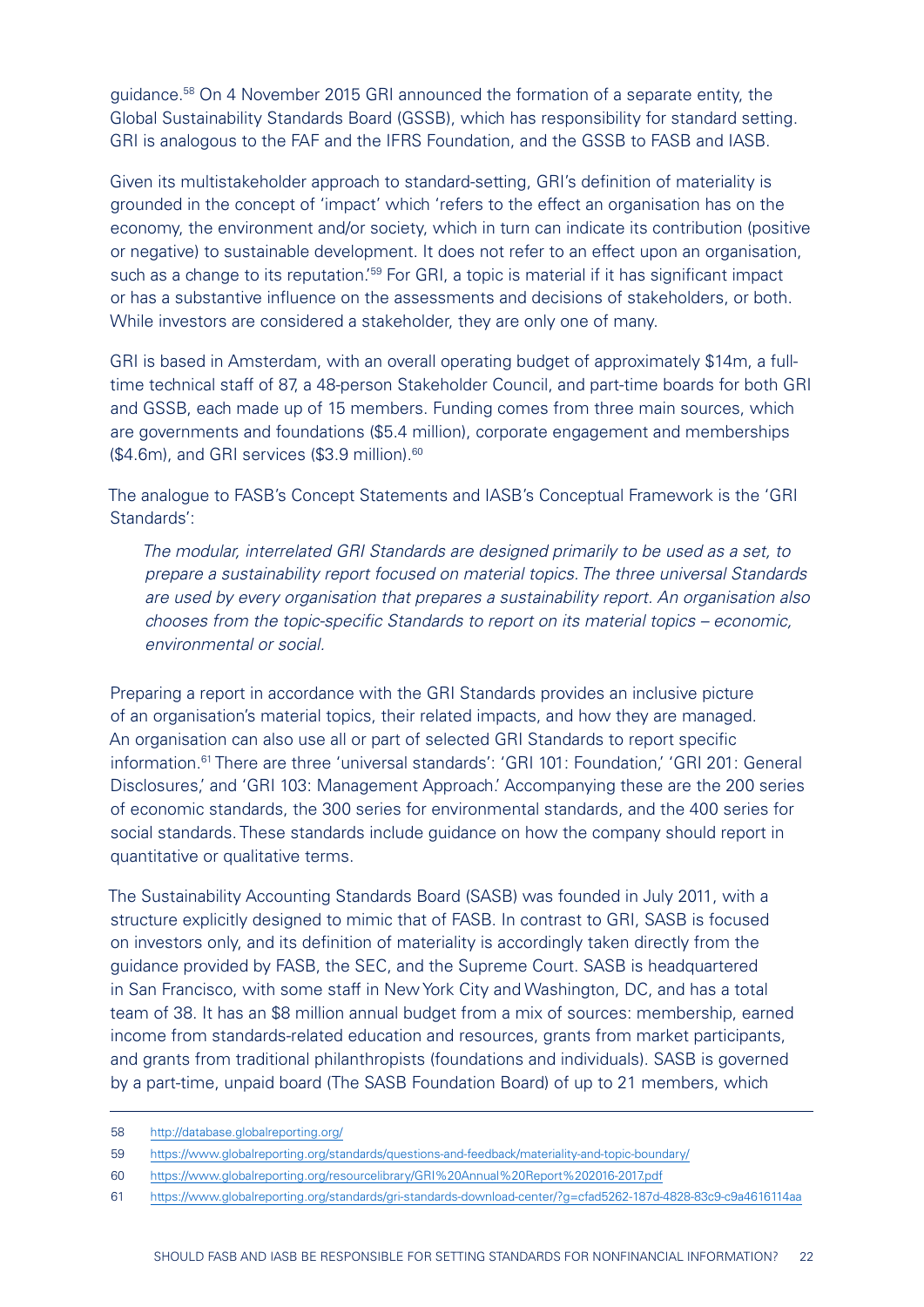guidance.[58] On 4 November 2015 GRI announced the formation of a separate entity, the Global Sustainability Standards Board (GSSB), which has responsibility for standard setting. GRI is analogous to the FAF and the IFRS Foundation, and the GSSB to FASB and IASB.

Given its multistakeholder approach to standard-setting, GRI's definition of materiality is grounded in the concept of 'impact' which 'refers to the effect an organisation has on the economy, the environment and/or society, which in turn can indicate its contribution (positive or negative) to sustainable development. It does not refer to an effect upon an organisation, such as a change to its reputation.'[59] For GRI, a topic is material if it has significant impact or has a substantive influence on the assessments and decisions of stakeholders, or both. While investors are considered a stakeholder, they are only one of many.

GRI is based in Amsterdam, with an overall operating budget of approximately $14m, a full-time technical staff of 87, a 48-person Stakeholder Council, and part-time boards for both GRI and GSSB, each made up of 15 members. Funding comes from three main sources, which are governments and foundations ($5.4 million), corporate engagement and memberships ($4.6m), and GRI services ($3.9 million).[60]

The analogue to FASB's Concept Statements and IASB's Conceptual Framework is the 'GRI Standards':

> *The modular, interrelated GRI Standards are designed primarily to be used as a set, to prepare a sustainability report focused on material topics. The three universal Standards are used by every organisation that prepares a sustainability report. An organisation also chooses from the topic-specific Standards to report on its material topics – economic, environmental or social.*

Preparing a report in accordance with the GRI Standards provides an inclusive picture of an organisation's material topics, their related impacts, and how they are managed. An organisation can also use all or part of selected GRI Standards to report specific information.[61] There are three 'universal standards': 'GRI 101: Foundation,' 'GRI 201: General Disclosures,' and 'GRI 103: Management Approach.' Accompanying these are the 200 series of economic standards, the 300 series for environmental standards, and the 400 series for social standards. These standards include guidance on how the company should report in quantitative or qualitative terms.

The Sustainability Accounting Standards Board (SASB) was founded in July 2011, with a structure explicitly designed to mimic that of FASB. In contrast to GRI, SASB is focused on investors only, and its definition of materiality is accordingly taken directly from the guidance provided by FASB, the SEC, and the Supreme Court. SASB is headquartered in San Francisco, with some staff in New York City and Washington, DC, and has a total team of 38. It has an $8 million annual budget from a mix of sources: membership, earned income from standards-related education and resources, grants from market participants, and grants from traditional philanthropists (foundations and individuals). SASB is governed by a part-time, unpaid board (The SASB Foundation Board) of up to 21 members, which

---

58 http://database.globalreporting.org/

59 https://www.globalreporting.org/standards/questions-and-feedback/materiality-and-topic-boundary/

60 https://www.globalreporting.org/resourcelibrary/GRI%20Annual%20Report%202016-2017.pdf

61 https://www.globalreporting.org/standards/gri-standards-download-center/?g=cfad5262-187d-4828-83c9-c9a4616114aa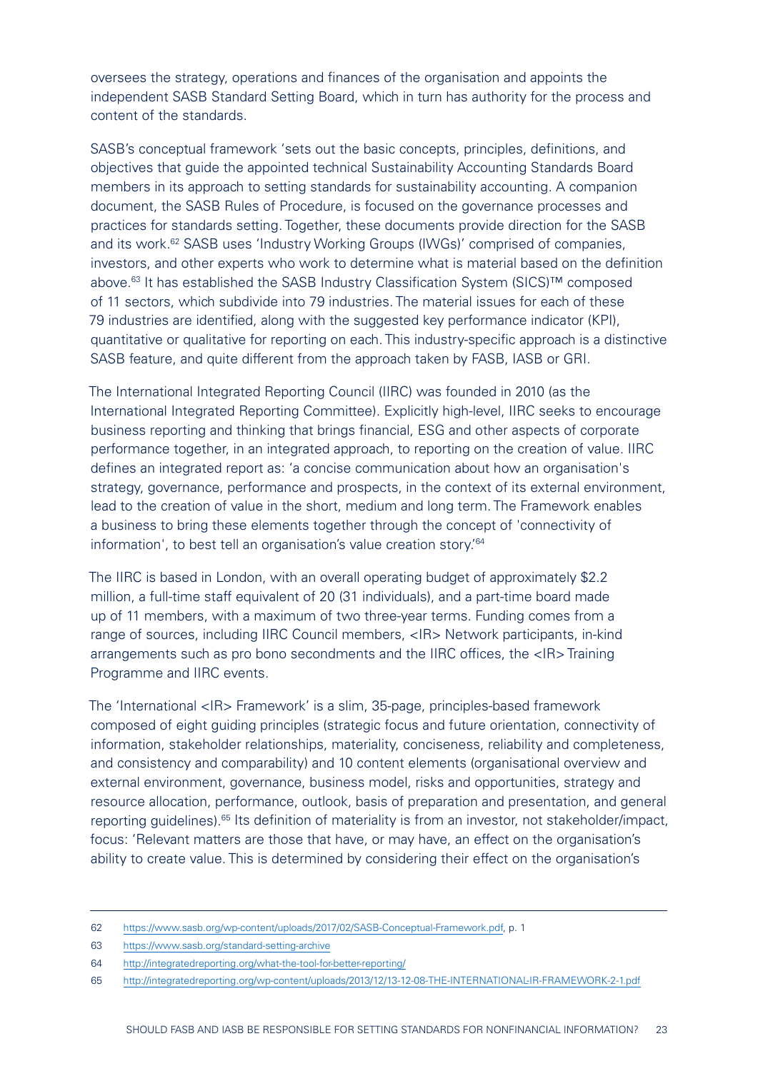oversees the strategy, operations and finances of the organisation and appoints the independent SASB Standard Setting Board, which in turn has authority for the process and content of the standards.

SASB's conceptual framework 'sets out the basic concepts, principles, definitions, and objectives that guide the appointed technical Sustainability Accounting Standards Board members in its approach to setting standards for sustainability accounting. A companion document, the SASB Rules of Procedure, is focused on the governance processes and practices for standards setting. Together, these documents provide direction for the SASB and its work.[62] SASB uses 'Industry Working Groups (IWGs)' comprised of companies, investors, and other experts who work to determine what is material based on the definition above.[63] It has established the SASB Industry Classification System (SICS)™ composed of 11 sectors, which subdivide into 79 industries. The material issues for each of these 79 industries are identified, along with the suggested key performance indicator (KPI), quantitative or qualitative for reporting on each. This industry-specific approach is a distinctive SASB feature, and quite different from the approach taken by FASB, IASB or GRI.

The International Integrated Reporting Council (IIRC) was founded in 2010 (as the International Integrated Reporting Committee). Explicitly high-level, IIRC seeks to encourage business reporting and thinking that brings financial, ESG and other aspects of corporate performance together, in an integrated approach, to reporting on the creation of value. IIRC defines an integrated report as: 'a concise communication about how an organisation's strategy, governance, performance and prospects, in the context of its external environment, lead to the creation of value in the short, medium and long term. The Framework enables a business to bring these elements together through the concept of 'connectivity of information', to best tell an organisation's value creation story.'[64]

The IIRC is based in London, with an overall operating budget of approximately $2.2 million, a full-time staff equivalent of 20 (31 individuals), and a part-time board made up of 11 members, with a maximum of two three-year terms. Funding comes from a range of sources, including IIRC Council members, <IR> Network participants, in-kind arrangements such as pro bono secondments and the IIRC offices, the <IR> Training Programme and IIRC events.

The 'International <IR> Framework' is a slim, 35-page, principles-based framework composed of eight guiding principles (strategic focus and future orientation, connectivity of information, stakeholder relationships, materiality, conciseness, reliability and completeness, and consistency and comparability) and 10 content elements (organisational overview and external environment, governance, business model, risks and opportunities, strategy and resource allocation, performance, outlook, basis of preparation and presentation, and general reporting guidelines).[65] Its definition of materiality is from an investor, not stakeholder/impact, focus: 'Relevant matters are those that have, or may have, an effect on the organisation's ability to create value. This is determined by considering their effect on the organisation's

---

62 https://www.sasb.org/wp-content/uploads/2017/02/SASB-Conceptual-Framework.pdf, p. 1

63 https://www.sasb.org/standard-setting-archive

64 http://integratedreporting.org/what-the-tool-for-better-reporting/

65 http://integratedreporting.org/wp-content/uploads/2013/12/13-12-08-THE-INTERNATIONAL-IR-FRAMEWORK-2-1.pdf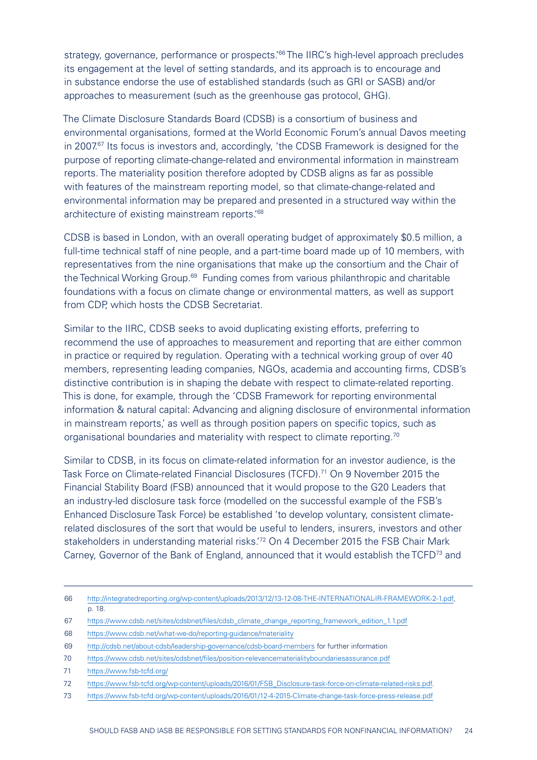strategy, governance, performance or prospects.'[66] The IIRC's high-level approach precludes its engagement at the level of setting standards, and its approach is to encourage and in substance endorse the use of established standards (such as GRI or SASB) and/or approaches to measurement (such as the greenhouse gas protocol, GHG).

The Climate Disclosure Standards Board (CDSB) is a consortium of business and environmental organisations, formed at the World Economic Forum's annual Davos meeting in 2007.[67] Its focus is investors and, accordingly, 'the CDSB Framework is designed for the purpose of reporting climate-change-related and environmental information in mainstream reports. The materiality position therefore adopted by CDSB aligns as far as possible with features of the mainstream reporting model, so that climate-change-related and environmental information may be prepared and presented in a structured way within the architecture of existing mainstream reports.'[68]

CDSB is based in London, with an overall operating budget of approximately $0.5 million, a full-time technical staff of nine people, and a part-time board made up of 10 members, with representatives from the nine organisations that make up the consortium and the Chair of the Technical Working Group.[69] Funding comes from various philanthropic and charitable foundations with a focus on climate change or environmental matters, as well as support from CDP, which hosts the CDSB Secretariat.

Similar to the IIRC, CDSB seeks to avoid duplicating existing efforts, preferring to recommend the use of approaches to measurement and reporting that are either common in practice or required by regulation. Operating with a technical working group of over 40 members, representing leading companies, NGOs, academia and accounting firms, CDSB's distinctive contribution is in shaping the debate with respect to climate-related reporting. This is done, for example, through the 'CDSB Framework for reporting environmental information & natural capital: Advancing and aligning disclosure of environmental information in mainstream reports,' as well as through position papers on specific topics, such as organisational boundaries and materiality with respect to climate reporting.[70]

Similar to CDSB, in its focus on climate-related information for an investor audience, is the Task Force on Climate-related Financial Disclosures (TCFD).[71] On 9 November 2015 the Financial Stability Board (FSB) announced that it would propose to the G20 Leaders that an industry-led disclosure task force (modelled on the successful example of the FSB's Enhanced Disclosure Task Force) be established 'to develop voluntary, consistent climate-related disclosures of the sort that would be useful to lenders, insurers, investors and other stakeholders in understanding material risks.'[72] On 4 December 2015 the FSB Chair Mark Carney, Governor of the Bank of England, announced that it would establish the TCFD[73] and

---

66 http://integratedreporting.org/wp-content/uploads/2013/12/13-12-08-THE-INTERNATIONAL-IR-FRAMEWORK-2-1.pdf, p. 18.

67 https://www.cdsb.net/sites/cdsbnet/files/cdsb_climate_change_reporting_framework_edition_1.1.pdf

68 https://www.cdsb.net/what-we-do/reporting-guidance/materiality

69 http://cdsb.net/about-cdsb/leadership-governance/cdsb-board-members for further information

70 https://www.cdsb.net/sites/cdsbnet/files/position-relevancematerialityboundariesassurance.pdf

71 https://www.fsb-tcfd.org/

72 https://www.fsb-tcfd.org/wp-content/uploads/2016/01/FSB_Disclosure-task-force-on-climate-related-risks.pdf.

73 https://www.fsb-tcfd.org/wp-content/uploads/2016/01/12-4-2015-Climate-change-task-force-press-release.pdf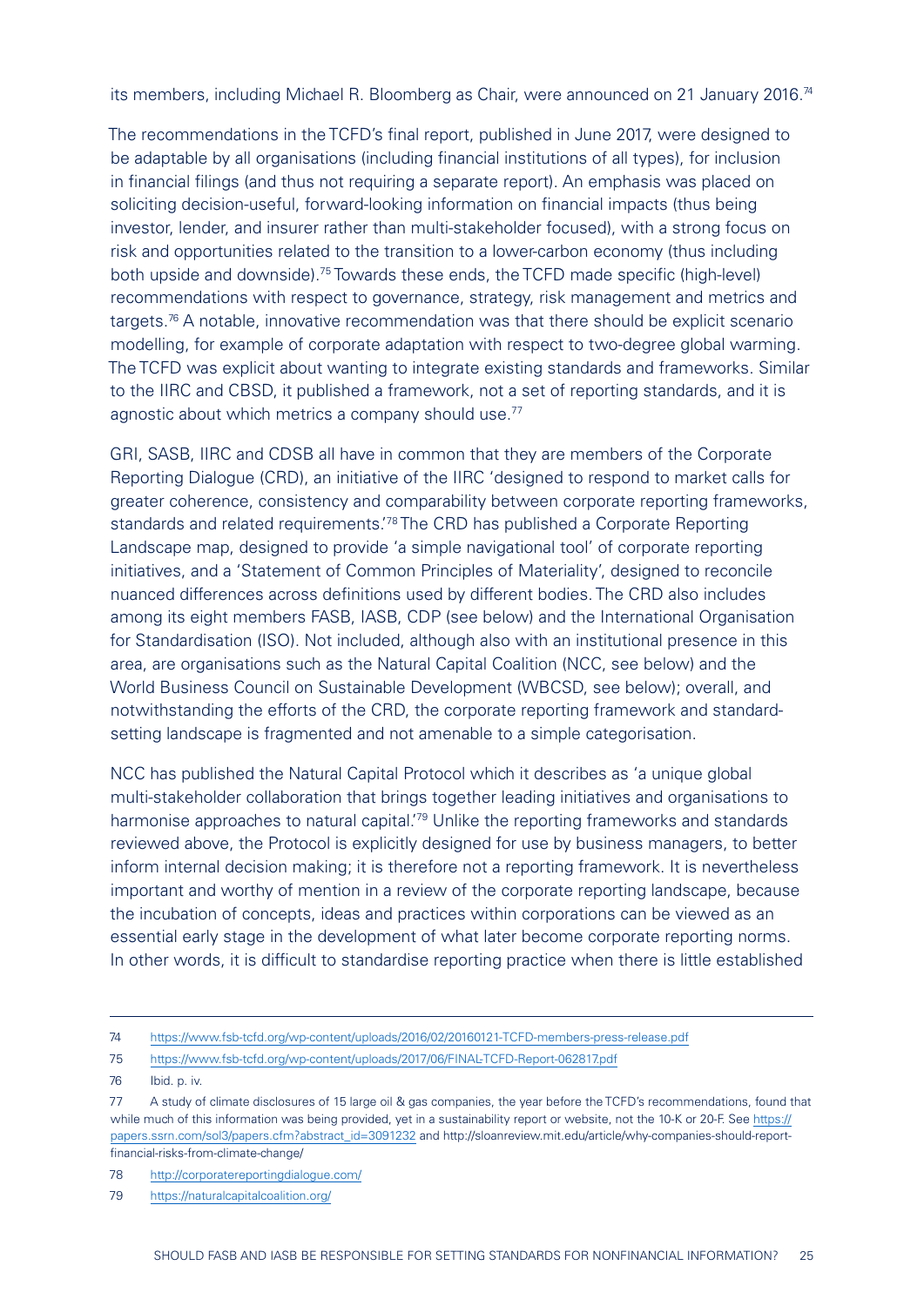its members, including Michael R. Bloomberg as Chair, were announced on 21 January 2016.[74]

The recommendations in the TCFD's final report, published in June 2017, were designed to be adaptable by all organisations (including financial institutions of all types), for inclusion in financial filings (and thus not requiring a separate report). An emphasis was placed on soliciting decision-useful, forward-looking information on financial impacts (thus being investor, lender, and insurer rather than multi-stakeholder focused), with a strong focus on risk and opportunities related to the transition to a lower-carbon economy (thus including both upside and downside).[75] Towards these ends, the TCFD made specific (high-level) recommendations with respect to governance, strategy, risk management and metrics and targets.[76] A notable, innovative recommendation was that there should be explicit scenario modelling, for example of corporate adaptation with respect to two-degree global warming. The TCFD was explicit about wanting to integrate existing standards and frameworks. Similar to the IIRC and CBSD, it published a framework, not a set of reporting standards, and it is agnostic about which metrics a company should use.[77]

GRI, SASB, IIRC and CDSB all have in common that they are members of the Corporate Reporting Dialogue (CRD), an initiative of the IIRC 'designed to respond to market calls for greater coherence, consistency and comparability between corporate reporting frameworks, standards and related requirements.'[78] The CRD has published a Corporate Reporting Landscape map, designed to provide 'a simple navigational tool' of corporate reporting initiatives, and a 'Statement of Common Principles of Materiality', designed to reconcile nuanced differences across definitions used by different bodies. The CRD also includes among its eight members FASB, IASB, CDP (see below) and the International Organisation for Standardisation (ISO). Not included, although also with an institutional presence in this area, are organisations such as the Natural Capital Coalition (NCC, see below) and the World Business Council on Sustainable Development (WBCSD, see below); overall, and notwithstanding the efforts of the CRD, the corporate reporting framework and standard-setting landscape is fragmented and not amenable to a simple categorisation.

NCC has published the Natural Capital Protocol which it describes as 'a unique global multi-stakeholder collaboration that brings together leading initiatives and organisations to harmonise approaches to natural capital.'[79] Unlike the reporting frameworks and standards reviewed above, the Protocol is explicitly designed for use by business managers, to better inform internal decision making; it is therefore not a reporting framework. It is nevertheless important and worthy of mention in a review of the corporate reporting landscape, because the incubation of concepts, ideas and practices within corporations can be viewed as an essential early stage in the development of what later become corporate reporting norms. In other words, it is difficult to standardise reporting practice when there is little established

---

74 https://www.fsb-tcfd.org/wp-content/uploads/2016/02/20160121-TCFD-members-press-release.pdf

75 https://www.fsb-tcfd.org/wp-content/uploads/2017/06/FINAL-TCFD-Report-062817.pdf

76 Ibid. p. iv.

77 A study of climate disclosures of 15 large oil & gas companies, the year before the TCFD's recommendations, found that while much of this information was being provided, yet in a sustainability report or website, not the 10-K or 20-F. See https://papers.ssrn.com/sol3/papers.cfm?abstract_id=3091232 and http://sloanreview.mit.edu/article/why-companies-should-report-financial-risks-from-climate-change/

78 http://corporatereportingdialogue.com/

79 https://naturalcapitalcoalition.org/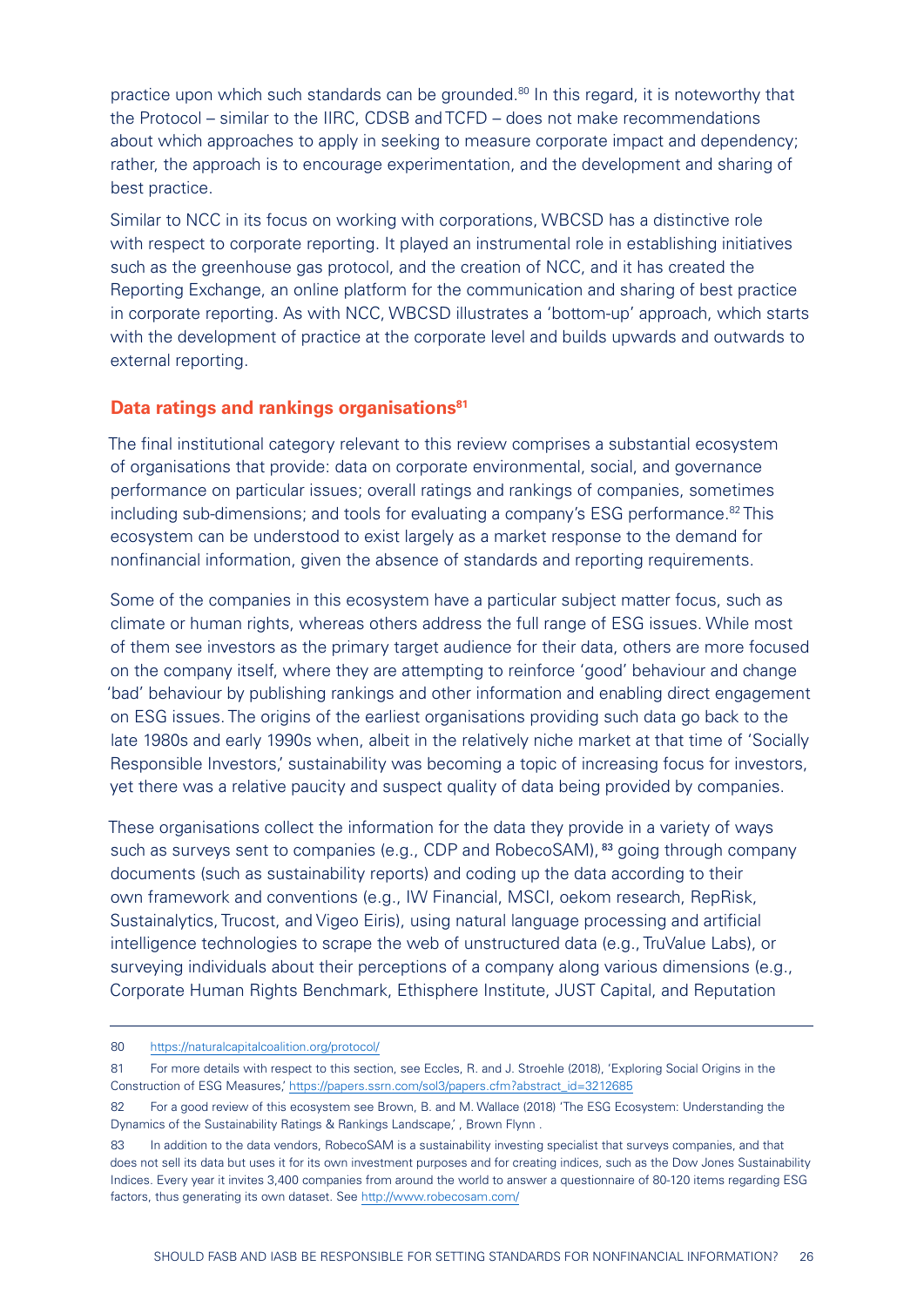practice upon which such standards can be grounded.[80] In this regard, it is noteworthy that the Protocol – similar to the IIRC, CDSB and TCFD – does not make recommendations about which approaches to apply in seeking to measure corporate impact and dependency; rather, the approach is to encourage experimentation, and the development and sharing of best practice.

Similar to NCC in its focus on working with corporations, WBCSD has a distinctive role with respect to corporate reporting. It played an instrumental role in establishing initiatives such as the greenhouse gas protocol, and the creation of NCC, and it has created the Reporting Exchange, an online platform for the communication and sharing of best practice in corporate reporting. As with NCC, WBCSD illustrates a 'bottom-up' approach, which starts with the development of practice at the corporate level and builds upwards and outwards to external reporting.

### Data ratings and rankings organisations[81]

The final institutional category relevant to this review comprises a substantial ecosystem of organisations that provide: data on corporate environmental, social, and governance performance on particular issues; overall ratings and rankings of companies, sometimes including sub-dimensions; and tools for evaluating a company's ESG performance.[82] This ecosystem can be understood to exist largely as a market response to the demand for nonfinancial information, given the absence of standards and reporting requirements.

Some of the companies in this ecosystem have a particular subject matter focus, such as climate or human rights, whereas others address the full range of ESG issues. While most of them see investors as the primary target audience for their data, others are more focused on the company itself, where they are attempting to reinforce 'good' behaviour and change 'bad' behaviour by publishing rankings and other information and enabling direct engagement on ESG issues. The origins of the earliest organisations providing such data go back to the late 1980s and early 1990s when, albeit in the relatively niche market at that time of 'Socially Responsible Investors,' sustainability was becoming a topic of increasing focus for investors, yet there was a relative paucity and suspect quality of data being provided by companies.

These organisations collect the information for the data they provide in a variety of ways such as surveys sent to companies (e.g., CDP and RobecoSAM), [83] going through company documents (such as sustainability reports) and coding up the data according to their own framework and conventions (e.g., IW Financial, MSCI, oekom research, RepRisk, Sustainalytics, Trucost, and Vigeo Eiris), using natural language processing and artificial intelligence technologies to scrape the web of unstructured data (e.g., TruValue Labs), or surveying individuals about their perceptions of a company along various dimensions (e.g., Corporate Human Rights Benchmark, Ethisphere Institute, JUST Capital, and Reputation

---

80 https://naturalcapitalcoalition.org/protocol/

81 For more details with respect to this section, see Eccles, R. and J. Stroehle (2018), 'Exploring Social Origins in the Construction of ESG Measures,' https://papers.ssrn.com/sol3/papers.cfm?abstract_id=3212685

82 For a good review of this ecosystem see Brown, B. and M. Wallace (2018) 'The ESG Ecosystem: Understanding the Dynamics of the Sustainability Ratings & Rankings Landscape,' , Brown Flynn .

83 In addition to the data vendors, RobecoSAM is a sustainability investing specialist that surveys companies, and that does not sell its data but uses it for its own investment purposes and for creating indices, such as the Dow Jones Sustainability Indices. Every year it invites 3,400 companies from around the world to answer a questionnaire of 80-120 items regarding ESG factors, thus generating its own dataset. See http://www.robecosam.com/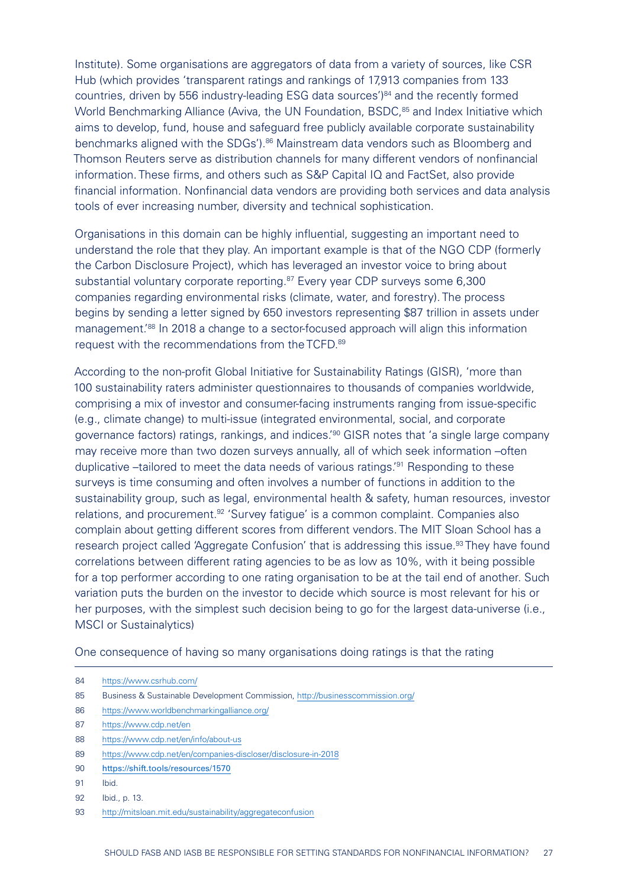Institute). Some organisations are aggregators of data from a variety of sources, like CSR Hub (which provides 'transparent ratings and rankings of 17,913 companies from 133 countries, driven by 556 industry-leading ESG data sources')[84] and the recently formed World Benchmarking Alliance (Aviva, the UN Foundation, BSDC,[85] and Index Initiative which aims to develop, fund, house and safeguard free publicly available corporate sustainability benchmarks aligned with the SDGs').[86] Mainstream data vendors such as Bloomberg and Thomson Reuters serve as distribution channels for many different vendors of nonfinancial information. These firms, and others such as S&P Capital IQ and FactSet, also provide financial information. Nonfinancial data vendors are providing both services and data analysis tools of ever increasing number, diversity and technical sophistication.

Organisations in this domain can be highly influential, suggesting an important need to understand the role that they play. An important example is that of the NGO CDP (formerly the Carbon Disclosure Project), which has leveraged an investor voice to bring about substantial voluntary corporate reporting.[87] Every year CDP surveys some 6,300 companies regarding environmental risks (climate, water, and forestry). The process begins by sending a letter signed by 650 investors representing $87 trillion in assets under management.'[88] In 2018 a change to a sector-focused approach will align this information request with the recommendations from the TCFD.[89]

According to the non-profit Global Initiative for Sustainability Ratings (GISR), 'more than 100 sustainability raters administer questionnaires to thousands of companies worldwide, comprising a mix of investor and consumer-facing instruments ranging from issue-specific (e.g., climate change) to multi-issue (integrated environmental, social, and corporate governance factors) ratings, rankings, and indices.'[90] GISR notes that 'a single large company may receive more than two dozen surveys annually, all of which seek information –often duplicative –tailored to meet the data needs of various ratings.'[91] Responding to these surveys is time consuming and often involves a number of functions in addition to the sustainability group, such as legal, environmental health & safety, human resources, investor relations, and procurement.[92] 'Survey fatigue' is a common complaint. Companies also complain about getting different scores from different vendors. The MIT Sloan School has a research project called 'Aggregate Confusion' that is addressing this issue.[93] They have found correlations between different rating agencies to be as low as 10%, with it being possible for a top performer according to one rating organisation to be at the tail end of another. Such variation puts the burden on the investor to decide which source is most relevant for his or her purposes, with the simplest such decision being to go for the largest data-universe (i.e., MSCI or Sustainalytics)

One consequence of having so many organisations doing ratings is that the rating

---

84 https://www.csrhub.com/

85 Business & Sustainable Development Commission, http://businesscommission.org/

86 https://www.worldbenchmarkingalliance.org/

87 https://www.cdp.net/en

88 https://www.cdp.net/en/info/about-us

89 https://www.cdp.net/en/companies-discloser/disclosure-in-2018

90 https://shift.tools/resources/1570

91 Ibid.

92 Ibid., p. 13.

93 http://mitsloan.mit.edu/sustainability/aggregateconfusion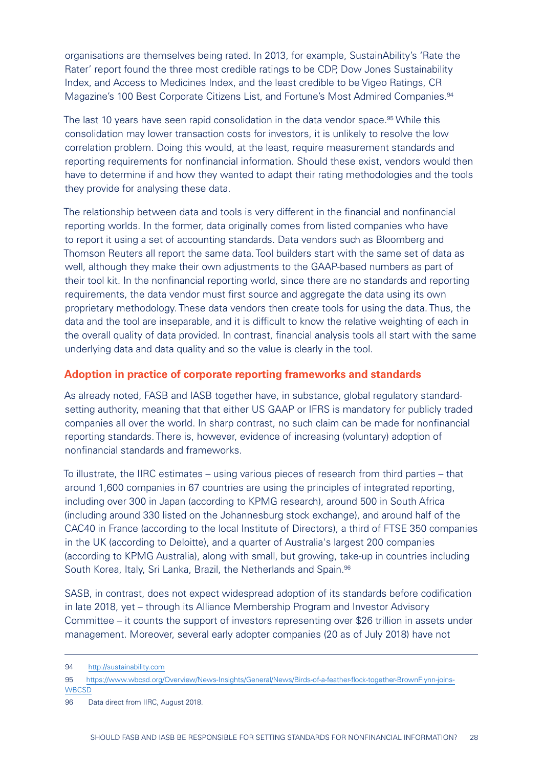organisations are themselves being rated. In 2013, for example, SustainAbility's 'Rate the Rater' report found the three most credible ratings to be CDP, Dow Jones Sustainability Index, and Access to Medicines Index, and the least credible to be Vigeo Ratings, CR Magazine's 100 Best Corporate Citizens List, and Fortune's Most Admired Companies.[94]

The last 10 years have seen rapid consolidation in the data vendor space.[95] While this consolidation may lower transaction costs for investors, it is unlikely to resolve the low correlation problem. Doing this would, at the least, require measurement standards and reporting requirements for nonfinancial information. Should these exist, vendors would then have to determine if and how they wanted to adapt their rating methodologies and the tools they provide for analysing these data.

The relationship between data and tools is very different in the financial and nonfinancial reporting worlds. In the former, data originally comes from listed companies who have to report it using a set of accounting standards. Data vendors such as Bloomberg and Thomson Reuters all report the same data. Tool builders start with the same set of data as well, although they make their own adjustments to the GAAP-based numbers as part of their tool kit. In the nonfinancial reporting world, since there are no standards and reporting requirements, the data vendor must first source and aggregate the data using its own proprietary methodology. These data vendors then create tools for using the data. Thus, the data and the tool are inseparable, and it is difficult to know the relative weighting of each in the overall quality of data provided. In contrast, financial analysis tools all start with the same underlying data and data quality and so the value is clearly in the tool.

### Adoption in practice of corporate reporting frameworks and standards

As already noted, FASB and IASB together have, in substance, global regulatory standard-setting authority, meaning that that either US GAAP or IFRS is mandatory for publicly traded companies all over the world. In sharp contrast, no such claim can be made for nonfinancial reporting standards. There is, however, evidence of increasing (voluntary) adoption of nonfinancial standards and frameworks.

To illustrate, the IIRC estimates – using various pieces of research from third parties – that around 1,600 companies in 67 countries are using the principles of integrated reporting, including over 300 in Japan (according to KPMG research), around 500 in South Africa (including around 330 listed on the Johannesburg stock exchange), and around half of the CAC40 in France (according to the local Institute of Directors), a third of FTSE 350 companies in the UK (according to Deloitte), and a quarter of Australia's largest 200 companies (according to KPMG Australia), along with small, but growing, take-up in countries including South Korea, Italy, Sri Lanka, Brazil, the Netherlands and Spain.[96]

SASB, in contrast, does not expect widespread adoption of its standards before codification in late 2018, yet – through its Alliance Membership Program and Investor Advisory Committee – it counts the support of investors representing over $26 trillion in assets under management. Moreover, several early adopter companies (20 as of July 2018) have not

---

94 http://sustainability.com

95 https://www.wbcsd.org/Overview/News-Insights/General/News/Birds-of-a-feather-flock-together-BrownFlynn-joins-WBCSD

96 Data direct from IIRC, August 2018.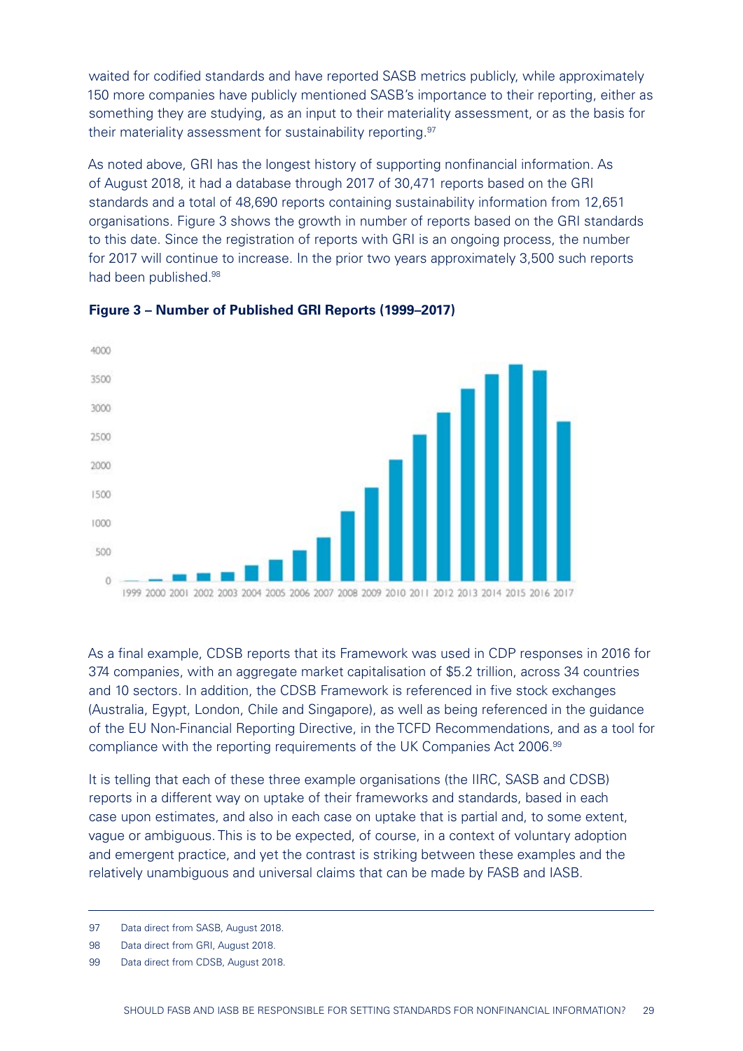waited for codified standards and have reported SASB metrics publicly, while approximately 150 more companies have publicly mentioned SASB's importance to their reporting, either as something they are studying, as an input to their materiality assessment, or as the basis for their materiality assessment for sustainability reporting.[97]

As noted above, GRI has the longest history of supporting nonfinancial information. As of August 2018, it had a database through 2017 of 30,471 reports based on the GRI standards and a total of 48,690 reports containing sustainability information from 12,651 organisations. Figure 3 shows the growth in number of reports based on the GRI standards to this date. Since the registration of reports with GRI is an ongoing process, the number for 2017 will continue to increase. In the prior two years approximately 3,500 such reports had been published.[98]

**Figure 3 – Number of Published GRI Reports (1999–2017)**

As a final example, CDSB reports that its Framework was used in CDP responses in 2016 for 374 companies, with an aggregate market capitalisation of $5.2 trillion, across 34 countries and 10 sectors. In addition, the CDSB Framework is referenced in five stock exchanges (Australia, Egypt, London, Chile and Singapore), as well as being referenced in the guidance of the EU Non-Financial Reporting Directive, in the TCFD Recommendations, and as a tool for compliance with the reporting requirements of the UK Companies Act 2006.[99]

It is telling that each of these three example organisations (the IIRC, SASB and CDSB) reports in a different way on uptake of their frameworks and standards, based in each case upon estimates, and also in each case on uptake that is partial and, to some extent, vague or ambiguous. This is to be expected, of course, in a context of voluntary adoption and emergent practice, and yet the contrast is striking between these examples and the relatively unambiguous and universal claims that can be made by FASB and IASB.

---

97 Data direct from SASB, August 2018.

98 Data direct from GRI, August 2018.

99 Data direct from CDSB, August 2018.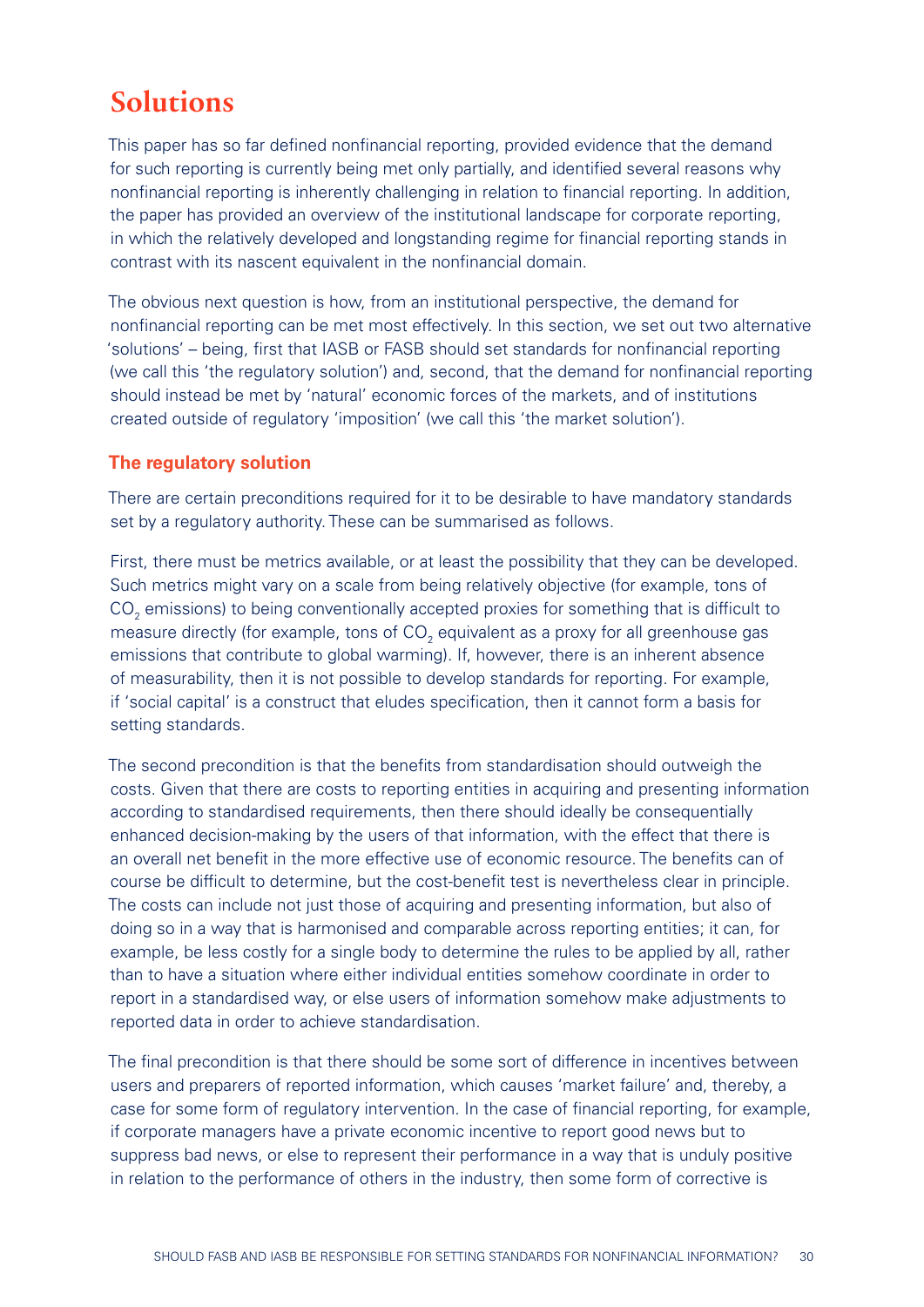# Solutions

This paper has so far defined nonfinancial reporting, provided evidence that the demand for such reporting is currently being met only partially, and identified several reasons why nonfinancial reporting is inherently challenging in relation to financial reporting. In addition, the paper has provided an overview of the institutional landscape for corporate reporting, in which the relatively developed and longstanding regime for financial reporting stands in contrast with its nascent equivalent in the nonfinancial domain.

The obvious next question is how, from an institutional perspective, the demand for nonfinancial reporting can be met most effectively. In this section, we set out two alternative 'solutions' – being, first that IASB or FASB should set standards for nonfinancial reporting (we call this 'the regulatory solution') and, second, that the demand for nonfinancial reporting should instead be met by 'natural' economic forces of the markets, and of institutions created outside of regulatory 'imposition' (we call this 'the market solution').

## The regulatory solution

There are certain preconditions required for it to be desirable to have mandatory standards set by a regulatory authority. These can be summarised as follows.

First, there must be metrics available, or at least the possibility that they can be developed. Such metrics might vary on a scale from being relatively objective (for example, tons of $CO_2$ emissions) to being conventionally accepted proxies for something that is difficult to measure directly (for example, tons of $CO_2$ equivalent as a proxy for all greenhouse gas emissions that contribute to global warming). If, however, there is an inherent absence of measurability, then it is not possible to develop standards for reporting. For example, if 'social capital' is a construct that eludes specification, then it cannot form a basis for setting standards.

The second precondition is that the benefits from standardisation should outweigh the costs. Given that there are costs to reporting entities in acquiring and presenting information according to standardised requirements, then there should ideally be consequentially enhanced decision-making by the users of that information, with the effect that there is an overall net benefit in the more effective use of economic resource. The benefits can of course be difficult to determine, but the cost-benefit test is nevertheless clear in principle. The costs can include not just those of acquiring and presenting information, but also of doing so in a way that is harmonised and comparable across reporting entities; it can, for example, be less costly for a single body to determine the rules to be applied by all, rather than to have a situation where either individual entities somehow coordinate in order to report in a standardised way, or else users of information somehow make adjustments to reported data in order to achieve standardisation.

The final precondition is that there should be some sort of difference in incentives between users and preparers of reported information, which causes 'market failure' and, thereby, a case for some form of regulatory intervention. In the case of financial reporting, for example, if corporate managers have a private economic incentive to report good news but to suppress bad news, or else to represent their performance in a way that is unduly positive in relation to the performance of others in the industry, then some form of corrective is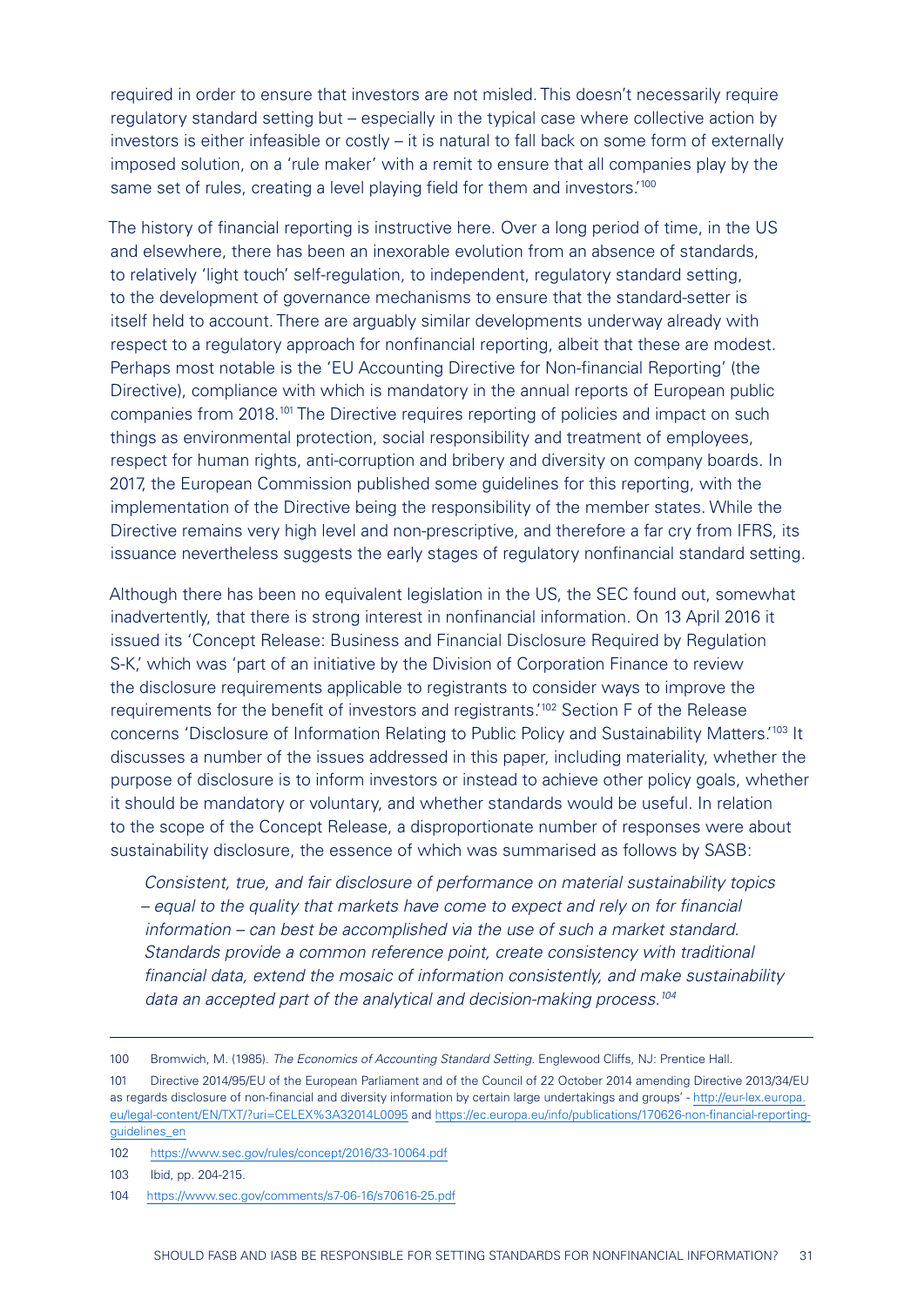required in order to ensure that investors are not misled. This doesn't necessarily require regulatory standard setting but – especially in the typical case where collective action by investors is either infeasible or costly – it is natural to fall back on some form of externally imposed solution, on a 'rule maker' with a remit to ensure that all companies play by the same set of rules, creating a level playing field for them and investors.'[100]

The history of financial reporting is instructive here. Over a long period of time, in the US and elsewhere, there has been an inexorable evolution from an absence of standards, to relatively 'light touch' self-regulation, to independent, regulatory standard setting, to the development of governance mechanisms to ensure that the standard-setter is itself held to account. There are arguably similar developments underway already with respect to a regulatory approach for nonfinancial reporting, albeit that these are modest. Perhaps most notable is the 'EU Accounting Directive for Non-financial Reporting' (the Directive), compliance with which is mandatory in the annual reports of European public companies from 2018.[101] The Directive requires reporting of policies and impact on such things as environmental protection, social responsibility and treatment of employees, respect for human rights, anti-corruption and bribery and diversity on company boards. In 2017, the European Commission published some guidelines for this reporting, with the implementation of the Directive being the responsibility of the member states. While the Directive remains very high level and non-prescriptive, and therefore a far cry from IFRS, its issuance nevertheless suggests the early stages of regulatory nonfinancial standard setting.

Although there has been no equivalent legislation in the US, the SEC found out, somewhat inadvertently, that there is strong interest in nonfinancial information. On 13 April 2016 it issued its 'Concept Release: Business and Financial Disclosure Required by Regulation S-K,' which was 'part of an initiative by the Division of Corporation Finance to review the disclosure requirements applicable to registrants to consider ways to improve the requirements for the benefit of investors and registrants.'[102] Section F of the Release concerns 'Disclosure of Information Relating to Public Policy and Sustainability Matters.'[103] It discusses a number of the issues addressed in this paper, including materiality, whether the purpose of disclosure is to inform investors or instead to achieve other policy goals, whether it should be mandatory or voluntary, and whether standards would be useful. In relation to the scope of the Concept Release, a disproportionate number of responses were about sustainability disclosure, the essence of which was summarised as follows by SASB:

> *Consistent, true, and fair disclosure of performance on material sustainability topics – equal to the quality that markets have come to expect and rely on for financial information – can best be accomplished via the use of such a market standard. Standards provide a common reference point, create consistency with traditional financial data, extend the mosaic of information consistently, and make sustainability data an accepted part of the analytical and decision-making process.*[104]

---

100 Bromwich, M. (1985). *The Economics of Accounting Standard Setting*. Englewood Cliffs, NJ: Prentice Hall.

101 Directive 2014/95/EU of the European Parliament and of the Council of 22 October 2014 amending Directive 2013/34/EU as regards disclosure of non-financial and diversity information by certain large undertakings and groups' - http://eur-lex.europa.eu/legal-content/EN/TXT/?uri=CELEX%3A32014L0095 and https://ec.europa.eu/info/publications/170626-non-financial-reporting-guidelines_en

102 https://www.sec.gov/rules/concept/2016/33-10064.pdf

103 Ibid, pp. 204-215.

104 https://www.sec.gov/comments/s7-06-16/s70616-25.pdf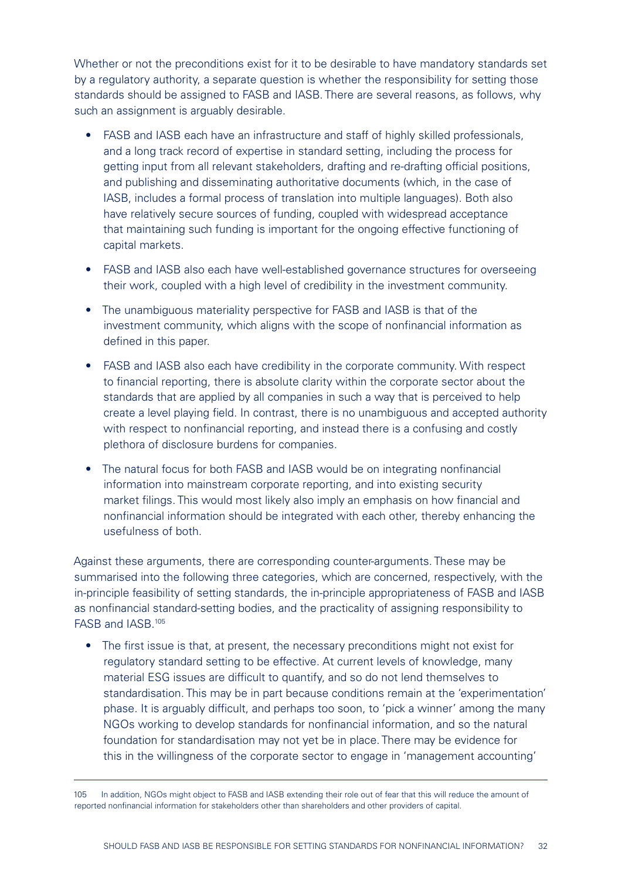Whether or not the preconditions exist for it to be desirable to have mandatory standards set by a regulatory authority, a separate question is whether the responsibility for setting those standards should be assigned to FASB and IASB. There are several reasons, as follows, why such an assignment is arguably desirable.

- FASB and IASB each have an infrastructure and staff of highly skilled professionals, and a long track record of expertise in standard setting, including the process for getting input from all relevant stakeholders, drafting and re-drafting official positions, and publishing and disseminating authoritative documents (which, in the case of IASB, includes a formal process of translation into multiple languages). Both also have relatively secure sources of funding, coupled with widespread acceptance that maintaining such funding is important for the ongoing effective functioning of capital markets.
- FASB and IASB also each have well-established governance structures for overseeing their work, coupled with a high level of credibility in the investment community.
- The unambiguous materiality perspective for FASB and IASB is that of the investment community, which aligns with the scope of nonfinancial information as defined in this paper.
- FASB and IASB also each have credibility in the corporate community. With respect to financial reporting, there is absolute clarity within the corporate sector about the standards that are applied by all companies in such a way that is perceived to help create a level playing field. In contrast, there is no unambiguous and accepted authority with respect to nonfinancial reporting, and instead there is a confusing and costly plethora of disclosure burdens for companies.
- The natural focus for both FASB and IASB would be on integrating nonfinancial information into mainstream corporate reporting, and into existing security market filings. This would most likely also imply an emphasis on how financial and nonfinancial information should be integrated with each other, thereby enhancing the usefulness of both.

Against these arguments, there are corresponding counter-arguments. These may be summarised into the following three categories, which are concerned, respectively, with the in-principle feasibility of setting standards, the in-principle appropriateness of FASB and IASB as nonfinancial standard-setting bodies, and the practicality of assigning responsibility to FASB and IASB.[105]

- The first issue is that, at present, the necessary preconditions might not exist for regulatory standard setting to be effective. At current levels of knowledge, many material ESG issues are difficult to quantify, and so do not lend themselves to standardisation. This may be in part because conditions remain at the 'experimentation' phase. It is arguably difficult, and perhaps too soon, to 'pick a winner' among the many NGOs working to develop standards for nonfinancial information, and so the natural foundation for standardisation may not yet be in place. There may be evidence for this in the willingness of the corporate sector to engage in 'management accounting'

---

105 In addition, NGOs might object to FASB and IASB extending their role out of fear that this will reduce the amount of reported nonfinancial information for stakeholders other than shareholders and other providers of capital.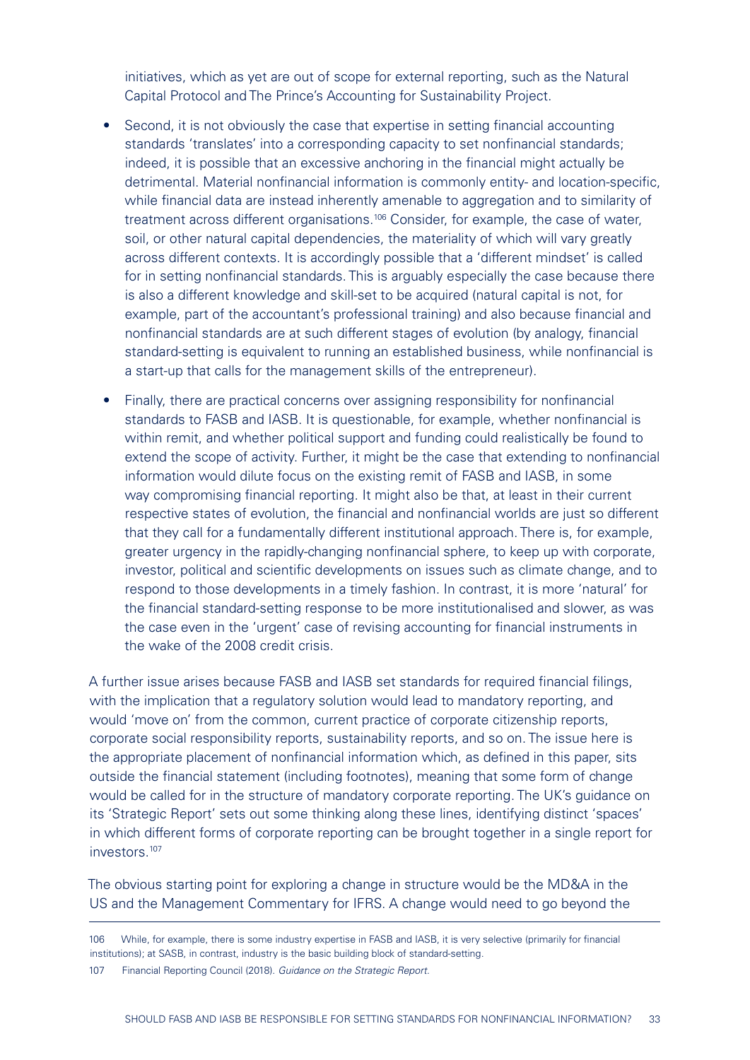initiatives, which as yet are out of scope for external reporting, such as the Natural Capital Protocol and The Prince's Accounting for Sustainability Project.

- Second, it is not obviously the case that expertise in setting financial accounting standards 'translates' into a corresponding capacity to set nonfinancial standards; indeed, it is possible that an excessive anchoring in the financial might actually be detrimental. Material nonfinancial information is commonly entity- and location-specific, while financial data are instead inherently amenable to aggregation and to similarity of treatment across different organisations.[106] Consider, for example, the case of water, soil, or other natural capital dependencies, the materiality of which will vary greatly across different contexts. It is accordingly possible that a 'different mindset' is called for in setting nonfinancial standards. This is arguably especially the case because there is also a different knowledge and skill-set to be acquired (natural capital is not, for example, part of the accountant's professional training) and also because financial and nonfinancial standards are at such different stages of evolution (by analogy, financial standard-setting is equivalent to running an established business, while nonfinancial is a start-up that calls for the management skills of the entrepreneur).

- Finally, there are practical concerns over assigning responsibility for nonfinancial standards to FASB and IASB. It is questionable, for example, whether nonfinancial is within remit, and whether political support and funding could realistically be found to extend the scope of activity. Further, it might be the case that extending to nonfinancial information would dilute focus on the existing remit of FASB and IASB, in some way compromising financial reporting. It might also be that, at least in their current respective states of evolution, the financial and nonfinancial worlds are just so different that they call for a fundamentally different institutional approach. There is, for example, greater urgency in the rapidly-changing nonfinancial sphere, to keep up with corporate, investor, political and scientific developments on issues such as climate change, and to respond to those developments in a timely fashion. In contrast, it is more 'natural' for the financial standard-setting response to be more institutionalised and slower, as was the case even in the 'urgent' case of revising accounting for financial instruments in the wake of the 2008 credit crisis.

A further issue arises because FASB and IASB set standards for required financial filings, with the implication that a regulatory solution would lead to mandatory reporting, and would 'move on' from the common, current practice of corporate citizenship reports, corporate social responsibility reports, sustainability reports, and so on. The issue here is the appropriate placement of nonfinancial information which, as defined in this paper, sits outside the financial statement (including footnotes), meaning that some form of change would be called for in the structure of mandatory corporate reporting. The UK's guidance on its 'Strategic Report' sets out some thinking along these lines, identifying distinct 'spaces' in which different forms of corporate reporting can be brought together in a single report for investors.[107]

The obvious starting point for exploring a change in structure would be the MD&A in the US and the Management Commentary for IFRS. A change would need to go beyond the

---

106 While, for example, there is some industry expertise in FASB and IASB, it is very selective (primarily for financial institutions); at SASB, in contrast, industry is the basic building block of standard-setting.

107 Financial Reporting Council (2018). *Guidance on the Strategic Report.*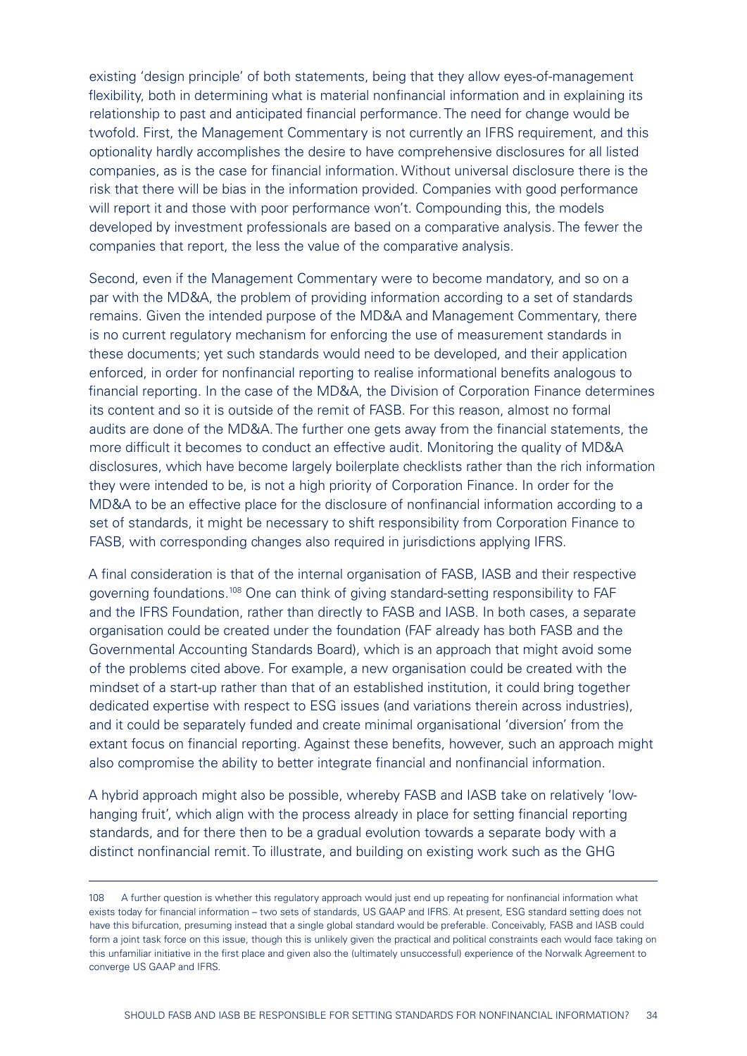existing 'design principle' of both statements, being that they allow eyes-of-management flexibility, both in determining what is material nonfinancial information and in explaining its relationship to past and anticipated financial performance. The need for change would be twofold. First, the Management Commentary is not currently an IFRS requirement, and this optionality hardly accomplishes the desire to have comprehensive disclosures for all listed companies, as is the case for financial information. Without universal disclosure there is the risk that there will be bias in the information provided. Companies with good performance will report it and those with poor performance won't. Compounding this, the models developed by investment professionals are based on a comparative analysis. The fewer the companies that report, the less the value of the comparative analysis.

Second, even if the Management Commentary were to become mandatory, and so on a par with the MD&A, the problem of providing information according to a set of standards remains. Given the intended purpose of the MD&A and Management Commentary, there is no current regulatory mechanism for enforcing the use of measurement standards in these documents; yet such standards would need to be developed, and their application enforced, in order for nonfinancial reporting to realise informational benefits analogous to financial reporting. In the case of the MD&A, the Division of Corporation Finance determines its content and so it is outside of the remit of FASB. For this reason, almost no formal audits are done of the MD&A. The further one gets away from the financial statements, the more difficult it becomes to conduct an effective audit. Monitoring the quality of MD&A disclosures, which have become largely boilerplate checklists rather than the rich information they were intended to be, is not a high priority of Corporation Finance. In order for the MD&A to be an effective place for the disclosure of nonfinancial information according to a set of standards, it might be necessary to shift responsibility from Corporation Finance to FASB, with corresponding changes also required in jurisdictions applying IFRS.

A final consideration is that of the internal organisation of FASB, IASB and their respective governing foundations.[108] One can think of giving standard-setting responsibility to FAF and the IFRS Foundation, rather than directly to FASB and IASB. In both cases, a separate organisation could be created under the foundation (FAF already has both FASB and the Governmental Accounting Standards Board), which is an approach that might avoid some of the problems cited above. For example, a new organisation could be created with the mindset of a start-up rather than that of an established institution, it could bring together dedicated expertise with respect to ESG issues (and variations therein across industries), and it could be separately funded and create minimal organisational 'diversion' from the extant focus on financial reporting. Against these benefits, however, such an approach might also compromise the ability to better integrate financial and nonfinancial information.

A hybrid approach might also be possible, whereby FASB and IASB take on relatively 'low-hanging fruit', which align with the process already in place for setting financial reporting standards, and for there then to be a gradual evolution towards a separate body with a distinct nonfinancial remit. To illustrate, and building on existing work such as the GHG

---

108 A further question is whether this regulatory approach would just end up repeating for nonfinancial information what exists today for financial information – two sets of standards, US GAAP and IFRS. At present, ESG standard setting does not have this bifurcation, presuming instead that a single global standard would be preferable. Conceivably, FASB and IASB could form a joint task force on this issue, though this is unlikely given the practical and political constraints each would face taking on this unfamiliar initiative in the first place and given also the (ultimately unsuccessful) experience of the Norwalk Agreement to converge US GAAP and IFRS.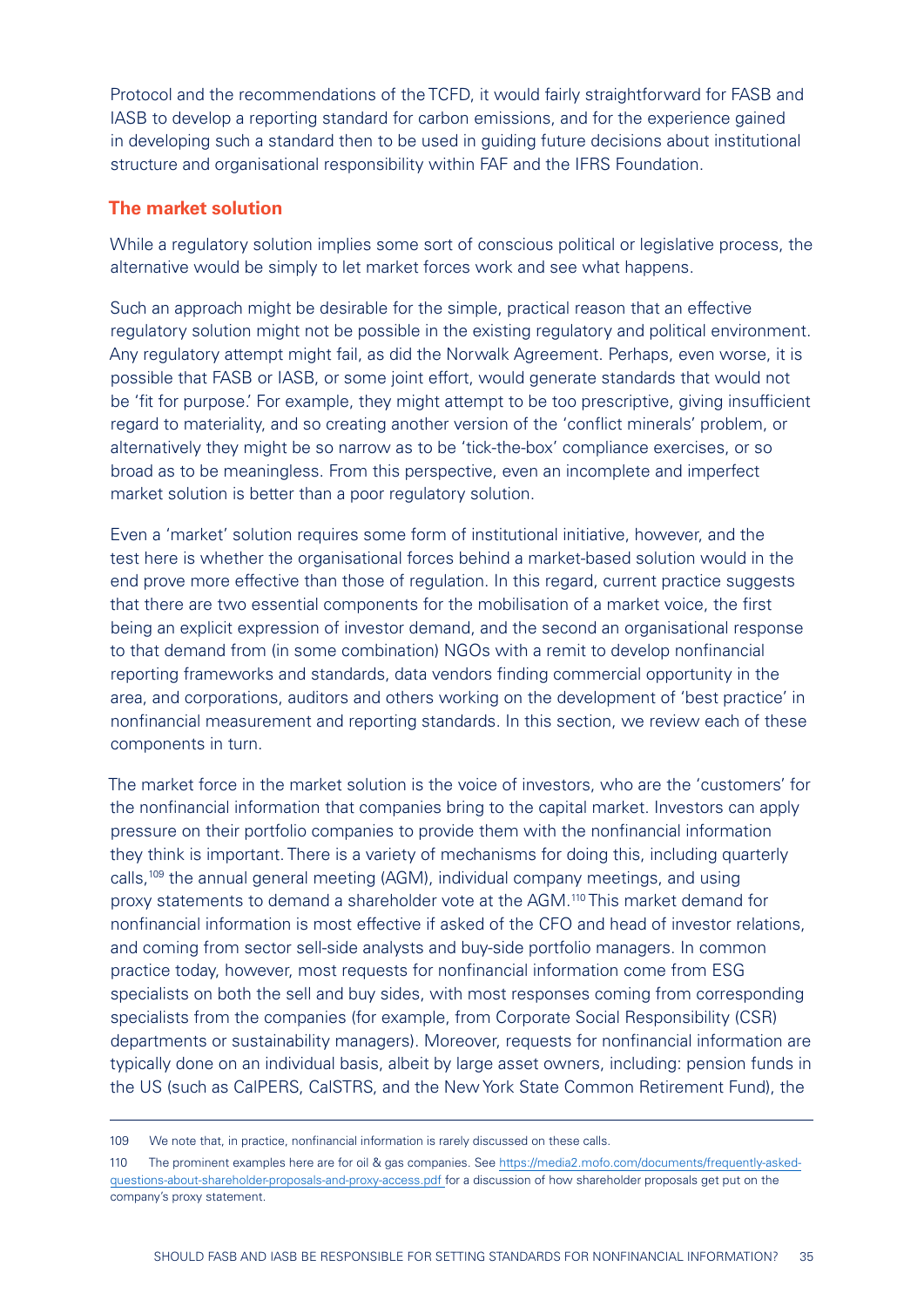Protocol and the recommendations of the TCFD, it would fairly straightforward for FASB and IASB to develop a reporting standard for carbon emissions, and for the experience gained in developing such a standard then to be used in guiding future decisions about institutional structure and organisational responsibility within FAF and the IFRS Foundation.

## The market solution

While a regulatory solution implies some sort of conscious political or legislative process, the alternative would be simply to let market forces work and see what happens.

Such an approach might be desirable for the simple, practical reason that an effective regulatory solution might not be possible in the existing regulatory and political environment. Any regulatory attempt might fail, as did the Norwalk Agreement. Perhaps, even worse, it is possible that FASB or IASB, or some joint effort, would generate standards that would not be 'fit for purpose.' For example, they might attempt to be too prescriptive, giving insufficient regard to materiality, and so creating another version of the 'conflict minerals' problem, or alternatively they might be so narrow as to be 'tick-the-box' compliance exercises, or so broad as to be meaningless. From this perspective, even an incomplete and imperfect market solution is better than a poor regulatory solution.

Even a 'market' solution requires some form of institutional initiative, however, and the test here is whether the organisational forces behind a market-based solution would in the end prove more effective than those of regulation. In this regard, current practice suggests that there are two essential components for the mobilisation of a market voice, the first being an explicit expression of investor demand, and the second an organisational response to that demand from (in some combination) NGOs with a remit to develop nonfinancial reporting frameworks and standards, data vendors finding commercial opportunity in the area, and corporations, auditors and others working on the development of 'best practice' in nonfinancial measurement and reporting standards. In this section, we review each of these components in turn.

The market force in the market solution is the voice of investors, who are the 'customers' for the nonfinancial information that companies bring to the capital market. Investors can apply pressure on their portfolio companies to provide them with the nonfinancial information they think is important. There is a variety of mechanisms for doing this, including quarterly calls,[109] the annual general meeting (AGM), individual company meetings, and using proxy statements to demand a shareholder vote at the AGM.[110] This market demand for nonfinancial information is most effective if asked of the CFO and head of investor relations, and coming from sector sell-side analysts and buy-side portfolio managers. In common practice today, however, most requests for nonfinancial information come from ESG specialists on both the sell and buy sides, with most responses coming from corresponding specialists from the companies (for example, from Corporate Social Responsibility (CSR) departments or sustainability managers). Moreover, requests for nonfinancial information are typically done on an individual basis, albeit by large asset owners, including: pension funds in the US (such as CalPERS, CalSTRS, and the New York State Common Retirement Fund), the

---

109 We note that, in practice, nonfinancial information is rarely discussed on these calls.

110 The prominent examples here are for oil & gas companies. See https://media2.mofo.com/documents/frequently-asked-questions-about-shareholder-proposals-and-proxy-access.pdf for a discussion of how shareholder proposals get put on the company's proxy statement.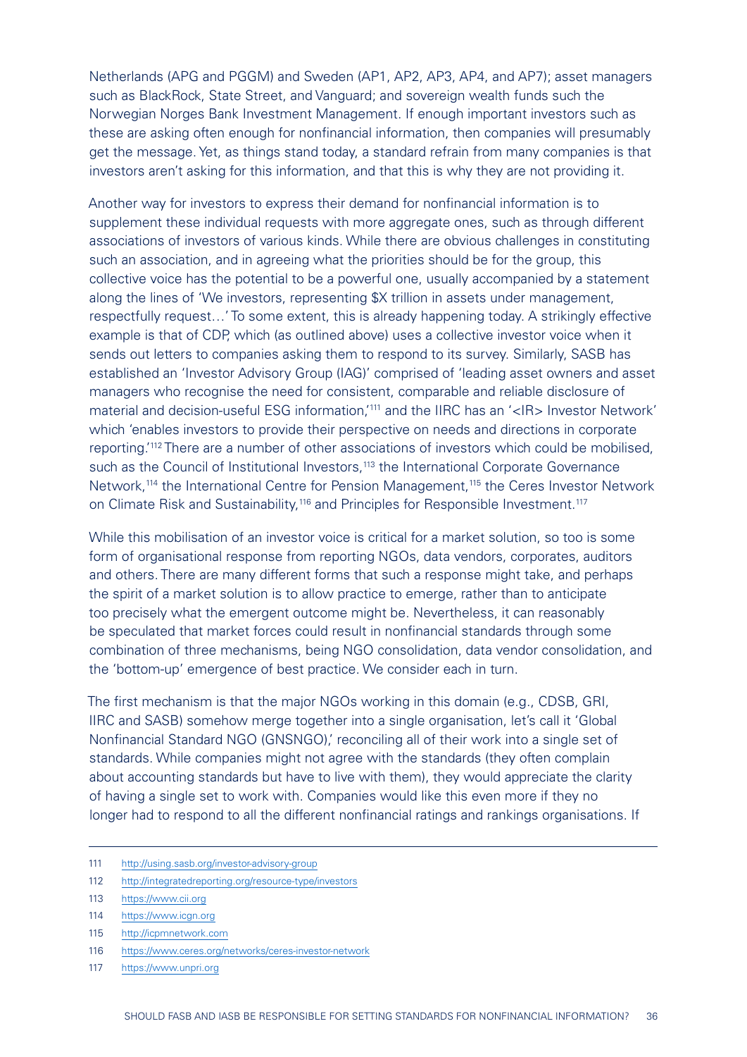Netherlands (APG and PGGM) and Sweden (AP1, AP2, AP3, AP4, and AP7); asset managers such as BlackRock, State Street, and Vanguard; and sovereign wealth funds such the Norwegian Norges Bank Investment Management. If enough important investors such as these are asking often enough for nonfinancial information, then companies will presumably get the message. Yet, as things stand today, a standard refrain from many companies is that investors aren't asking for this information, and that this is why they are not providing it.

Another way for investors to express their demand for nonfinancial information is to supplement these individual requests with more aggregate ones, such as through different associations of investors of various kinds. While there are obvious challenges in constituting such an association, and in agreeing what the priorities should be for the group, this collective voice has the potential to be a powerful one, usually accompanied by a statement along the lines of 'We investors, representing $X trillion in assets under management, respectfully request…' To some extent, this is already happening today. A strikingly effective example is that of CDP, which (as outlined above) uses a collective investor voice when it sends out letters to companies asking them to respond to its survey. Similarly, SASB has established an 'Investor Advisory Group (IAG)' comprised of 'leading asset owners and asset managers who recognise the need for consistent, comparable and reliable disclosure of material and decision-useful ESG information,'[111] and the IIRC has an '<IR> Investor Network' which 'enables investors to provide their perspective on needs and directions in corporate reporting.'[112] There are a number of other associations of investors which could be mobilised, such as the Council of Institutional Investors,[113] the International Corporate Governance Network,[114] the International Centre for Pension Management,[115] the Ceres Investor Network on Climate Risk and Sustainability,[116] and Principles for Responsible Investment.[117]

While this mobilisation of an investor voice is critical for a market solution, so too is some form of organisational response from reporting NGOs, data vendors, corporates, auditors and others. There are many different forms that such a response might take, and perhaps the spirit of a market solution is to allow practice to emerge, rather than to anticipate too precisely what the emergent outcome might be. Nevertheless, it can reasonably be speculated that market forces could result in nonfinancial standards through some combination of three mechanisms, being NGO consolidation, data vendor consolidation, and the 'bottom-up' emergence of best practice. We consider each in turn.

The first mechanism is that the major NGOs working in this domain (e.g., CDSB, GRI, IIRC and SASB) somehow merge together into a single organisation, let's call it 'Global Nonfinancial Standard NGO (GNSNGO),' reconciling all of their work into a single set of standards. While companies might not agree with the standards (they often complain about accounting standards but have to live with them), they would appreciate the clarity of having a single set to work with. Companies would like this even more if they no longer had to respond to all the different nonfinancial ratings and rankings organisations. If

---

111 http://using.sasb.org/investor-advisory-group

112 http://integratedreporting.org/resource-type/investors

113 https://www.cii.org

114 https://www.icgn.org

115 http://icpmnetwork.com

116 https://www.ceres.org/networks/ceres-investor-network

117 https://www.unpri.org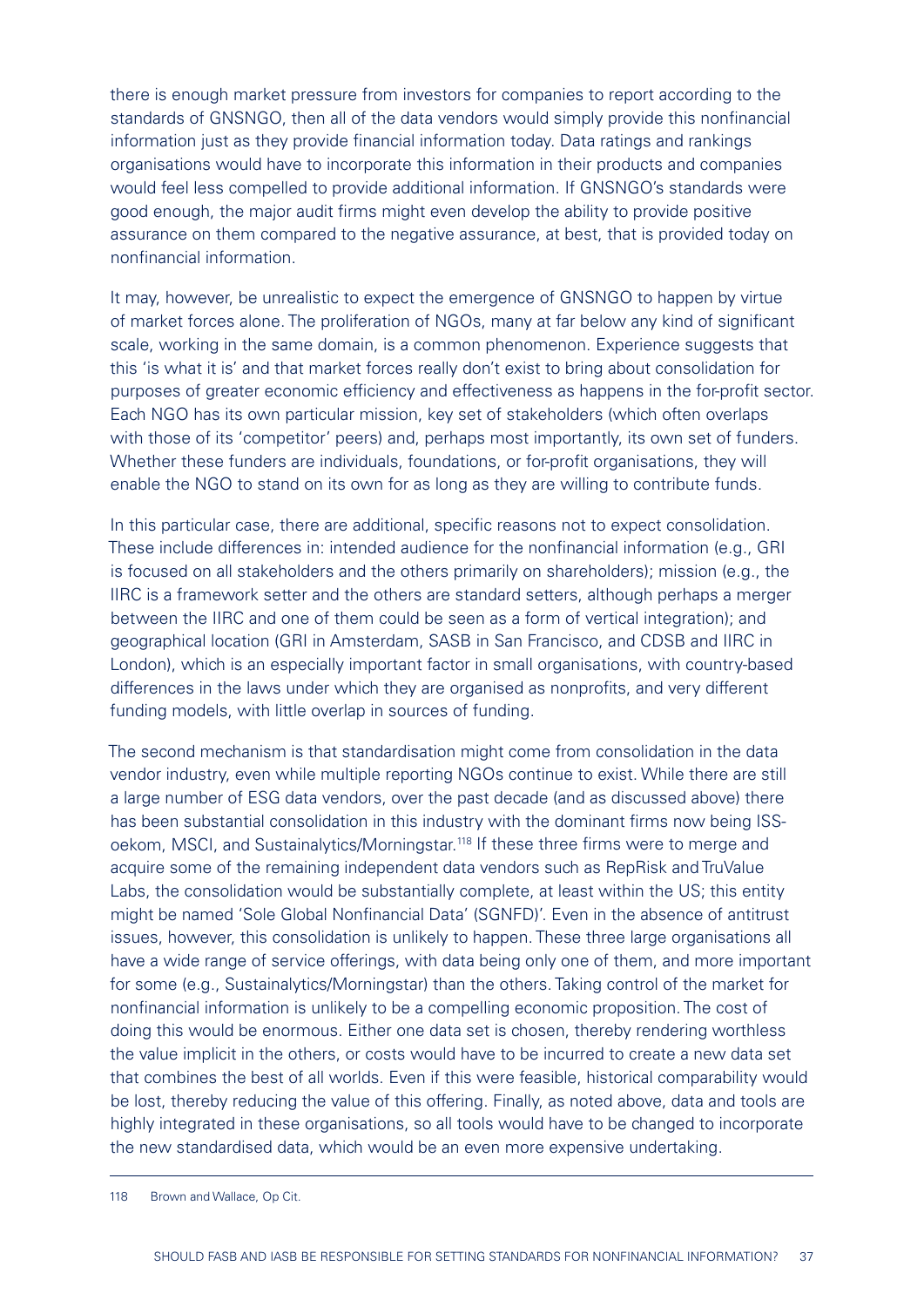there is enough market pressure from investors for companies to report according to the standards of GNSNGO, then all of the data vendors would simply provide this nonfinancial information just as they provide financial information today. Data ratings and rankings organisations would have to incorporate this information in their products and companies would feel less compelled to provide additional information. If GNSNGO's standards were good enough, the major audit firms might even develop the ability to provide positive assurance on them compared to the negative assurance, at best, that is provided today on nonfinancial information.

It may, however, be unrealistic to expect the emergence of GNSNGO to happen by virtue of market forces alone. The proliferation of NGOs, many at far below any kind of significant scale, working in the same domain, is a common phenomenon. Experience suggests that this 'is what it is' and that market forces really don't exist to bring about consolidation for purposes of greater economic efficiency and effectiveness as happens in the for-profit sector. Each NGO has its own particular mission, key set of stakeholders (which often overlaps with those of its 'competitor' peers) and, perhaps most importantly, its own set of funders. Whether these funders are individuals, foundations, or for-profit organisations, they will enable the NGO to stand on its own for as long as they are willing to contribute funds.

In this particular case, there are additional, specific reasons not to expect consolidation. These include differences in: intended audience for the nonfinancial information (e.g., GRI is focused on all stakeholders and the others primarily on shareholders); mission (e.g., the IIRC is a framework setter and the others are standard setters, although perhaps a merger between the IIRC and one of them could be seen as a form of vertical integration); and geographical location (GRI in Amsterdam, SASB in San Francisco, and CDSB and IIRC in London), which is an especially important factor in small organisations, with country-based differences in the laws under which they are organised as nonprofits, and very different funding models, with little overlap in sources of funding.

The second mechanism is that standardisation might come from consolidation in the data vendor industry, even while multiple reporting NGOs continue to exist. While there are still a large number of ESG data vendors, over the past decade (and as discussed above) there has been substantial consolidation in this industry with the dominant firms now being ISS-oekom, MSCI, and Sustainalytics/Morningstar.[118] If these three firms were to merge and acquire some of the remaining independent data vendors such as RepRisk and TruValue Labs, the consolidation would be substantially complete, at least within the US; this entity might be named 'Sole Global Nonfinancial Data' (SGNFD)'. Even in the absence of antitrust issues, however, this consolidation is unlikely to happen. These three large organisations all have a wide range of service offerings, with data being only one of them, and more important for some (e.g., Sustainalytics/Morningstar) than the others. Taking control of the market for nonfinancial information is unlikely to be a compelling economic proposition. The cost of doing this would be enormous. Either one data set is chosen, thereby rendering worthless the value implicit in the others, or costs would have to be incurred to create a new data set that combines the best of all worlds. Even if this were feasible, historical comparability would be lost, thereby reducing the value of this offering. Finally, as noted above, data and tools are highly integrated in these organisations, so all tools would have to be changed to incorporate the new standardised data, which would be an even more expensive undertaking.

---

118 Brown and Wallace, Op Cit.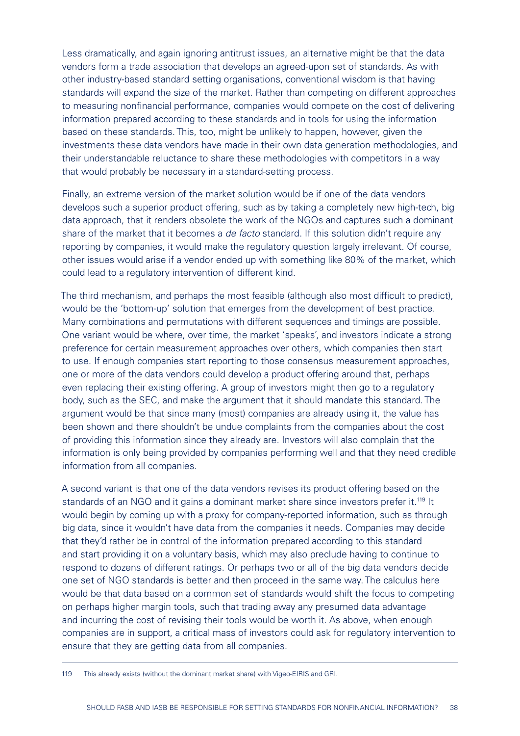Less dramatically, and again ignoring antitrust issues, an alternative might be that the data vendors form a trade association that develops an agreed-upon set of standards. As with other industry-based standard setting organisations, conventional wisdom is that having standards will expand the size of the market. Rather than competing on different approaches to measuring nonfinancial performance, companies would compete on the cost of delivering information prepared according to these standards and in tools for using the information based on these standards. This, too, might be unlikely to happen, however, given the investments these data vendors have made in their own data generation methodologies, and their understandable reluctance to share these methodologies with competitors in a way that would probably be necessary in a standard-setting process.

Finally, an extreme version of the market solution would be if one of the data vendors develops such a superior product offering, such as by taking a completely new high-tech, big data approach, that it renders obsolete the work of the NGOs and captures such a dominant share of the market that it becomes a *de facto* standard. If this solution didn't require any reporting by companies, it would make the regulatory question largely irrelevant. Of course, other issues would arise if a vendor ended up with something like 80% of the market, which could lead to a regulatory intervention of different kind.

The third mechanism, and perhaps the most feasible (although also most difficult to predict), would be the 'bottom-up' solution that emerges from the development of best practice. Many combinations and permutations with different sequences and timings are possible. One variant would be where, over time, the market 'speaks', and investors indicate a strong preference for certain measurement approaches over others, which companies then start to use. If enough companies start reporting to those consensus measurement approaches, one or more of the data vendors could develop a product offering around that, perhaps even replacing their existing offering. A group of investors might then go to a regulatory body, such as the SEC, and make the argument that it should mandate this standard. The argument would be that since many (most) companies are already using it, the value has been shown and there shouldn't be undue complaints from the companies about the cost of providing this information since they already are. Investors will also complain that the information is only being provided by companies performing well and that they need credible information from all companies.

A second variant is that one of the data vendors revises its product offering based on the standards of an NGO and it gains a dominant market share since investors prefer it.[119] It would begin by coming up with a proxy for company-reported information, such as through big data, since it wouldn't have data from the companies it needs. Companies may decide that they'd rather be in control of the information prepared according to this standard and start providing it on a voluntary basis, which may also preclude having to continue to respond to dozens of different ratings. Or perhaps two or all of the big data vendors decide one set of NGO standards is better and then proceed in the same way. The calculus here would be that data based on a common set of standards would shift the focus to competing on perhaps higher margin tools, such that trading away any presumed data advantage and incurring the cost of revising their tools would be worth it. As above, when enough companies are in support, a critical mass of investors could ask for regulatory intervention to ensure that they are getting data from all companies.

---

119 This already exists (without the dominant market share) with Vigeo-EIRIS and GRI.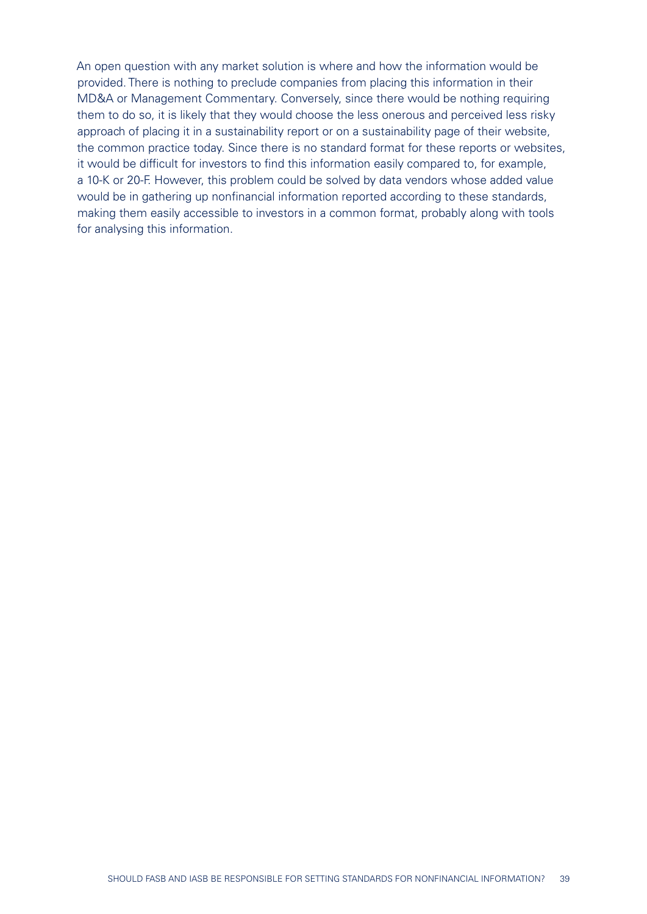An open question with any market solution is where and how the information would be provided. There is nothing to preclude companies from placing this information in their MD&A or Management Commentary. Conversely, since there would be nothing requiring them to do so, it is likely that they would choose the less onerous and perceived less risky approach of placing it in a sustainability report or on a sustainability page of their website, the common practice today. Since there is no standard format for these reports or websites, it would be difficult for investors to find this information easily compared to, for example, a 10-K or 20-F. However, this problem could be solved by data vendors whose added value would be in gathering up nonfinancial information reported according to these standards, making them easily accessible to investors in a common format, probably along with tools for analysing this information.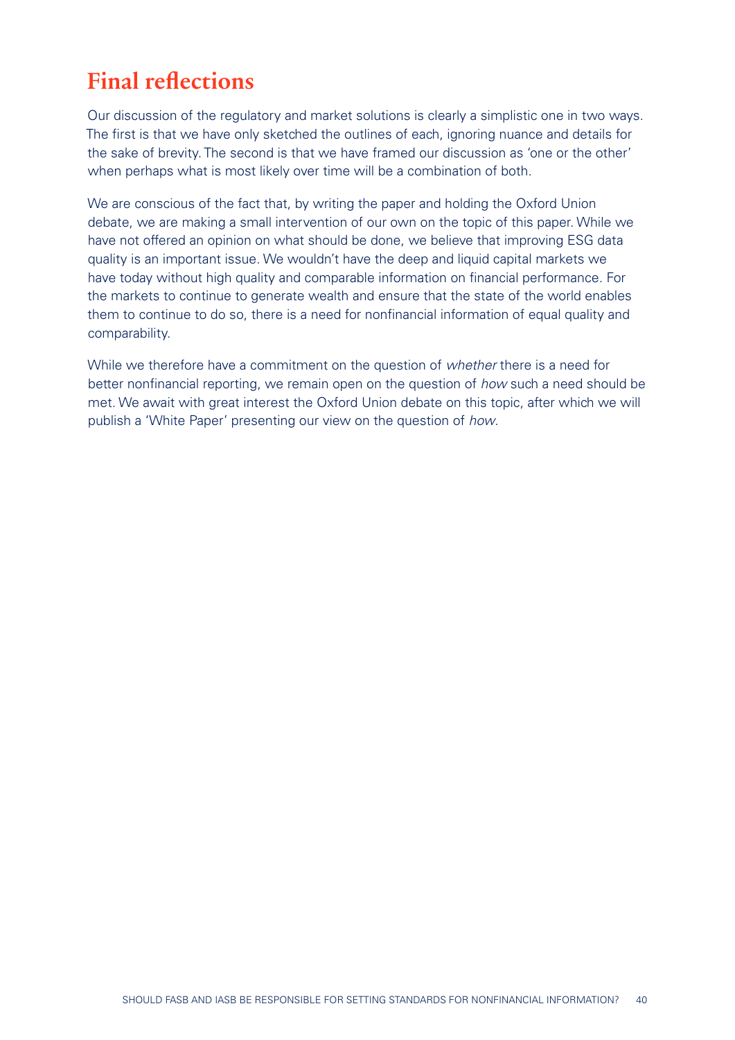# Final reflections

Our discussion of the regulatory and market solutions is clearly a simplistic one in two ways. The first is that we have only sketched the outlines of each, ignoring nuance and details for the sake of brevity. The second is that we have framed our discussion as 'one or the other' when perhaps what is most likely over time will be a combination of both.

We are conscious of the fact that, by writing the paper and holding the Oxford Union debate, we are making a small intervention of our own on the topic of this paper. While we have not offered an opinion on what should be done, we believe that improving ESG data quality is an important issue. We wouldn't have the deep and liquid capital markets we have today without high quality and comparable information on financial performance. For the markets to continue to generate wealth and ensure that the state of the world enables them to continue to do so, there is a need for nonfinancial information of equal quality and comparability.

While we therefore have a commitment on the question of *whether* there is a need for better nonfinancial reporting, we remain open on the question of *how* such a need should be met. We await with great interest the Oxford Union debate on this topic, after which we will publish a 'White Paper' presenting our view on the question of *how*.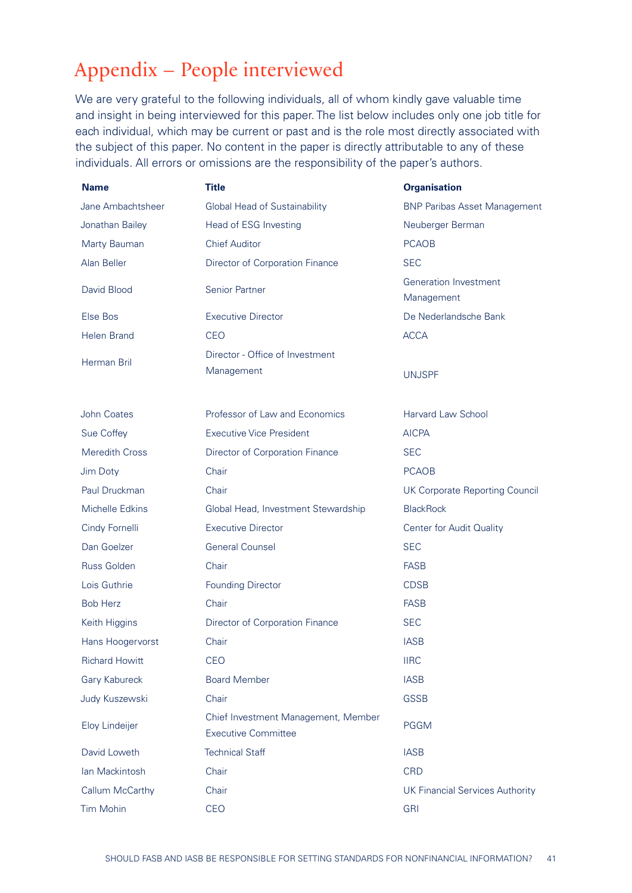# Appendix – People interviewed

We are very grateful to the following individuals, all of whom kindly gave valuable time and insight in being interviewed for this paper. The list below includes only one job title for each individual, which may be current or past and is the role most directly associated with the subject of this paper. No content in the paper is directly attributable to any of these individuals. All errors or omissions are the responsibility of the paper's authors.

| Name | Title | Organisation |
|---|---|---|
| Jane Ambachtsheer | Global Head of Sustainability | BNP Paribas Asset Management |
| Jonathan Bailey | Head of ESG Investing | Neuberger Berman |
| Marty Bauman | Chief Auditor | PCAOB |
| Alan Beller | Director of Corporation Finance | SEC |
| David Blood | Senior Partner | Generation Investment Management |
| Else Bos | Executive Director | De Nederlandsche Bank |
| Helen Brand | CEO | ACCA |
| Herman Bril | Director - Office of Investment Management | UNJSPF |
| John Coates | Professor of Law and Economics | Harvard Law School |
| Sue Coffey | Executive Vice President | AICPA |
| Meredith Cross | Director of Corporation Finance | SEC |
| Jim Doty | Chair | PCAOB |
| Paul Druckman | Chair | UK Corporate Reporting Council |
| Michelle Edkins | Global Head, Investment Stewardship | BlackRock |
| Cindy Fornelli | Executive Director | Center for Audit Quality |
| Dan Goelzer | General Counsel | SEC |
| Russ Golden | Chair | FASB |
| Lois Guthrie | Founding Director | CDSB |
| Bob Herz | Chair | FASB |
| Keith Higgins | Director of Corporation Finance | SEC |
| Hans Hoogervorst | Chair | IASB |
| Richard Howitt | CEO | IIRC |
| Gary Kabureck | Board Member | IASB |
| Judy Kuszewski | Chair | GSSB |
| Eloy Lindeijer | Chief Investment Management, Member Executive Committee | PGGM |
| David Loweth | Technical Staff | IASB |
| Ian Mackintosh | Chair | CRD |
| Callum McCarthy | Chair | UK Financial Services Authority |
| Tim Mohin | CEO | GRI |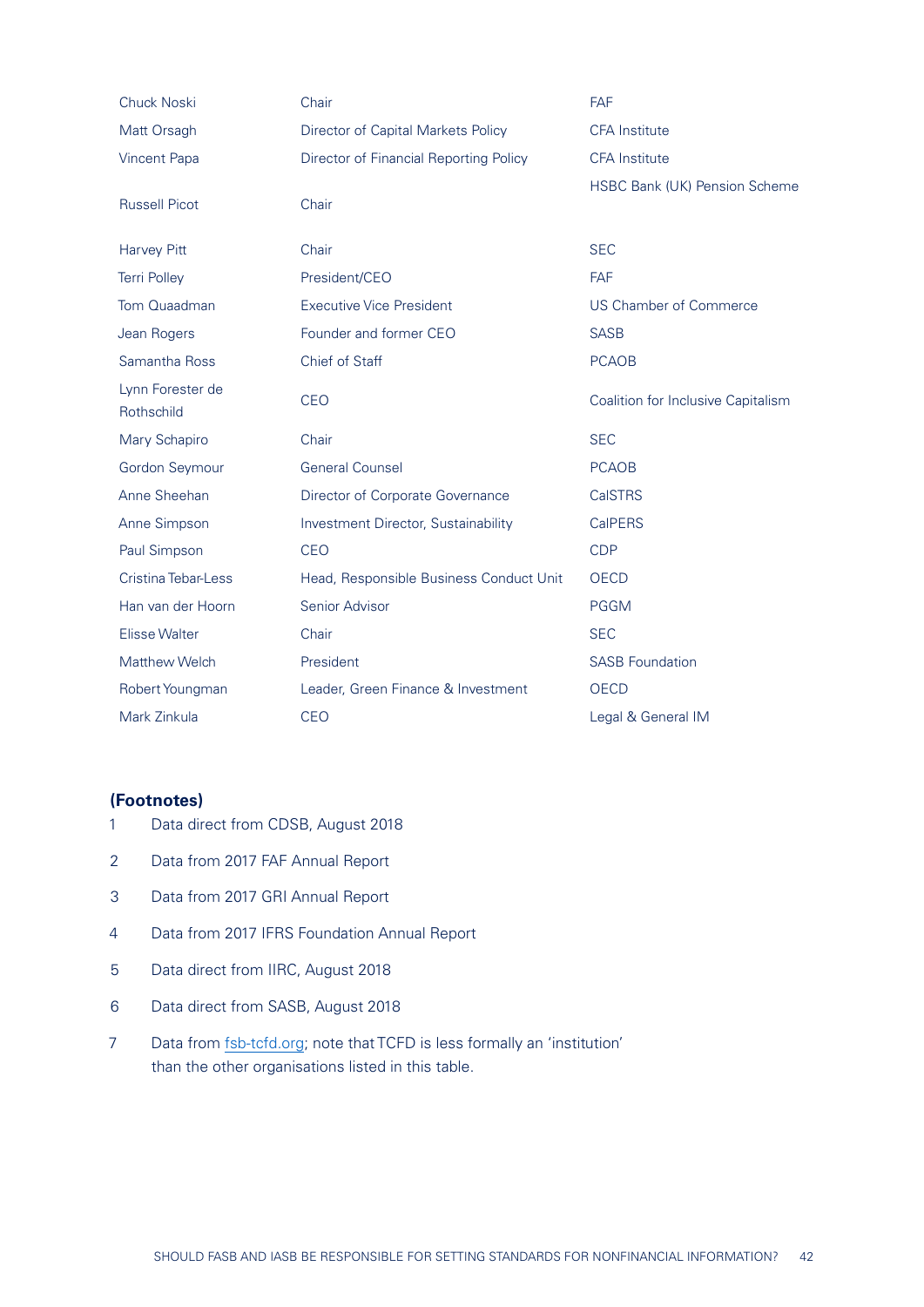| | | |
|---|---|---|
| Chuck Noski | Chair | FAF |
| Matt Orsagh | Director of Capital Markets Policy | CFA Institute |
| Vincent Papa | Director of Financial Reporting Policy | CFA Institute |
| Russell Picot | Chair | HSBC Bank (UK) Pension Scheme |
| Harvey Pitt | Chair | SEC |
| Terri Polley | President/CEO | FAF |
| Tom Quaadman | Executive Vice President | US Chamber of Commerce |
| Jean Rogers | Founder and former CEO | SASB |
| Samantha Ross | Chief of Staff | PCAOB |
| Lynn Forester de Rothschild | CEO | Coalition for Inclusive Capitalism |
| Mary Schapiro | Chair | SEC |
| Gordon Seymour | General Counsel | PCAOB |
| Anne Sheehan | Director of Corporate Governance | CalSTRS |
| Anne Simpson | Investment Director, Sustainability | CalPERS |
| Paul Simpson | CEO | CDP |
| Cristina Tebar-Less | Head, Responsible Business Conduct Unit | OECD |
| Han van der Hoorn | Senior Advisor | PGGM |
| Elisse Walter | Chair | SEC |
| Matthew Welch | President | SASB Foundation |
| Robert Youngman | Leader, Green Finance & Investment | OECD |
| Mark Zinkula | CEO | Legal & General IM |

**(Footnotes)**

1. Data direct from CDSB, August 2018
2. Data from 2017 FAF Annual Report
3. Data from 2017 GRI Annual Report
4. Data from 2017 IFRS Foundation Annual Report
5. Data direct from IIRC, August 2018
6. Data direct from SASB, August 2018
7. Data from fsb-tcfd.org; note that TCFD is less formally an 'institution' than the other organisations listed in this table.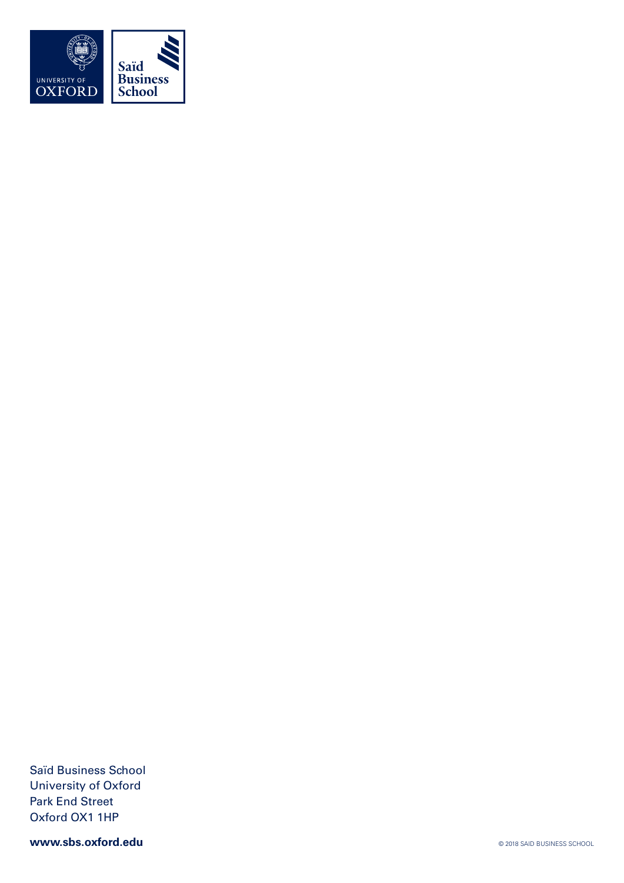UNIVERSITY OF OXFORD

Saïd Business School

Saïd Business School
University of Oxford
Park End Street
Oxford OX1 1HP

**www.sbs.oxford.edu**

© 2018 SAID BUSINESS SCHOOL